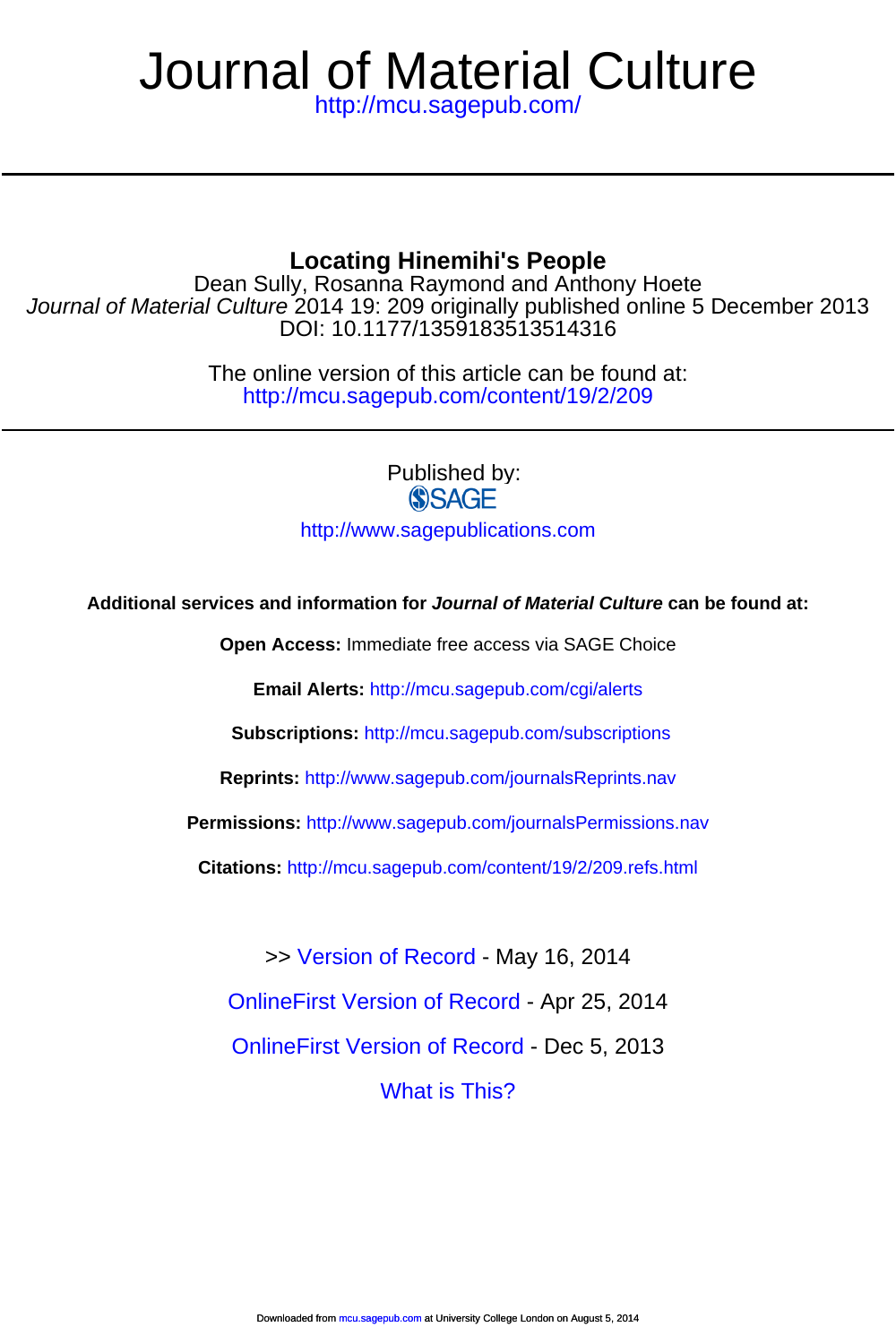# Journal of Material Culture

http://mcu.sagepub.com/

## Locating Hinemihi's People

Dean Sully, Rosanna Raymond and Anthony Hoete

*Journal of Material Culture* 2014 19: 209 originally published online 5 December 2013

DOI: 10.1177/1359183513514316

The online version of this article can be found at:

http://mcu.sagepub.com/content/19/2/209

Published by:

SAGE

http://www.sagepublications.com

**Additional services and information for *Journal of Material Culture* can be found at:**

**Open Access:** Immediate free access via SAGE Choice

**Email Alerts:** http://mcu.sagepub.com/cgi/alerts

**Subscriptions:** http://mcu.sagepub.com/subscriptions

**Reprints:** http://www.sagepub.com/journalsReprints.nav

**Permissions:** http://www.sagepub.com/journalsPermissions.nav

**Citations:** http://mcu.sagepub.com/content/19/2/209.refs.html

>> Version of Record - May 16, 2014

OnlineFirst Version of Record - Apr 25, 2014

OnlineFirst Version of Record - Dec 5, 2013

What is This?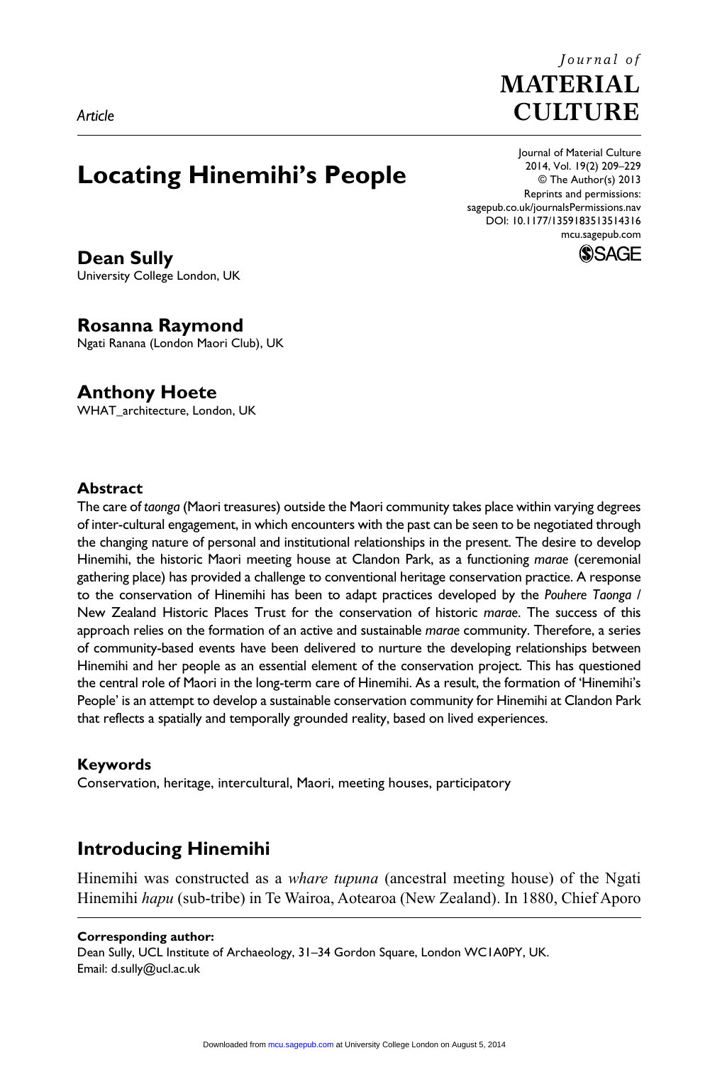*Article*

# Locating Hinemihi's People

**Dean Sully**
University College London, UK

**Rosanna Raymond**
Ngati Ranana (London Maori Club), UK

**Anthony Hoete**
WHAT_architecture, London, UK

## Abstract

The care of *taonga* (Maori treasures) outside the Maori community takes place within varying degrees of inter-cultural engagement, in which encounters with the past can be seen to be negotiated through the changing nature of personal and institutional relationships in the present. The desire to develop Hinemihi, the historic Maori meeting house at Clandon Park, as a functioning *marae* (ceremonial gathering place) has provided a challenge to conventional heritage conservation practice. A response to the conservation of Hinemihi has been to adapt practices developed by the *Pouhere Taonga* / New Zealand Historic Places Trust for the conservation of historic *marae*. The success of this approach relies on the formation of an active and sustainable *marae* community. Therefore, a series of community-based events have been delivered to nurture the developing relationships between Hinemihi and her people as an essential element of the conservation project. This has questioned the central role of Maori in the long-term care of Hinemihi. As a result, the formation of 'Hinemihi's People' is an attempt to develop a sustainable conservation community for Hinemihi at Clandon Park that reflects a spatially and temporally grounded reality, based on lived experiences.

## Keywords

Conservation, heritage, intercultural, Maori, meeting houses, participatory

## Introducing Hinemihi

Hinemihi was constructed as a *whare tupuna* (ancestral meeting house) of the Ngati Hinemihi *hapu* (sub-tribe) in Te Wairoa, Aotearoa (New Zealand). In 1880, Chief Aporo

**Corresponding author:**
Dean Sully, UCL Institute of Archaeology, 31–34 Gordon Square, London WC1A0PY, UK.
Email: d.sully@ucl.ac.uk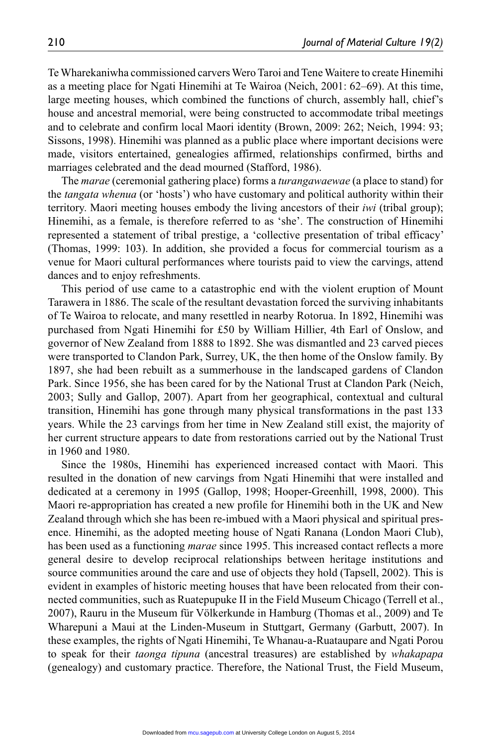Te Wharekaniwha commissioned carvers Wero Taroi and Tene Waitere to create Hinemihi as a meeting place for Ngati Hinemihi at Te Wairoa (Neich, 2001: 62–69). At this time, large meeting houses, which combined the functions of church, assembly hall, chief's house and ancestral memorial, were being constructed to accommodate tribal meetings and to celebrate and confirm local Maori identity (Brown, 2009: 262; Neich, 1994: 93; Sissons, 1998). Hinemihi was planned as a public place where important decisions were made, visitors entertained, genealogies affirmed, relationships confirmed, births and marriages celebrated and the dead mourned (Stafford, 1986).

The *marae* (ceremonial gathering place) forms a *turangawaewae* (a place to stand) for the *tangata whenua* (or 'hosts') who have customary and political authority within their territory. Maori meeting houses embody the living ancestors of their *iwi* (tribal group); Hinemihi, as a female, is therefore referred to as 'she'. The construction of Hinemihi represented a statement of tribal prestige, a 'collective presentation of tribal efficacy' (Thomas, 1999: 103). In addition, she provided a focus for commercial tourism as a venue for Maori cultural performances where tourists paid to view the carvings, attend dances and to enjoy refreshments.

This period of use came to a catastrophic end with the violent eruption of Mount Tarawera in 1886. The scale of the resultant devastation forced the surviving inhabitants of Te Wairoa to relocate, and many resettled in nearby Rotorua. In 1892, Hinemihi was purchased from Ngati Hinemihi for £50 by William Hillier, 4th Earl of Onslow, and governor of New Zealand from 1888 to 1892. She was dismantled and 23 carved pieces were transported to Clandon Park, Surrey, UK, the then home of the Onslow family. By 1897, she had been rebuilt as a summerhouse in the landscaped gardens of Clandon Park. Since 1956, she has been cared for by the National Trust at Clandon Park (Neich, 2003; Sully and Gallop, 2007). Apart from her geographical, contextual and cultural transition, Hinemihi has gone through many physical transformations in the past 133 years. While the 23 carvings from her time in New Zealand still exist, the majority of her current structure appears to date from restorations carried out by the National Trust in 1960 and 1980.

Since the 1980s, Hinemihi has experienced increased contact with Maori. This resulted in the donation of new carvings from Ngati Hinemihi that were installed and dedicated at a ceremony in 1995 (Gallop, 1998; Hooper-Greenhill, 1998, 2000). This Maori re-appropriation has created a new profile for Hinemihi both in the UK and New Zealand through which she has been re-imbued with a Maori physical and spiritual presence. Hinemihi, as the adopted meeting house of Ngati Ranana (London Maori Club), has been used as a functioning *marae* since 1995. This increased contact reflects a more general desire to develop reciprocal relationships between heritage institutions and source communities around the care and use of objects they hold (Tapsell, 2002). This is evident in examples of historic meeting houses that have been relocated from their connected communities, such as Ruatepupuke II in the Field Museum Chicago (Terrell et al., 2007), Rauru in the Museum für Völkerkunde in Hamburg (Thomas et al., 2009) and Te Wharepuni a Maui at the Linden-Museum in Stuttgart, Germany (Garbutt, 2007). In these examples, the rights of Ngati Hinemihi, Te Whanau-a-Ruataupare and Ngati Porou to speak for their *taonga tipuna* (ancestral treasures) are established by *whakapapa* (genealogy) and customary practice. Therefore, the National Trust, the Field Museum,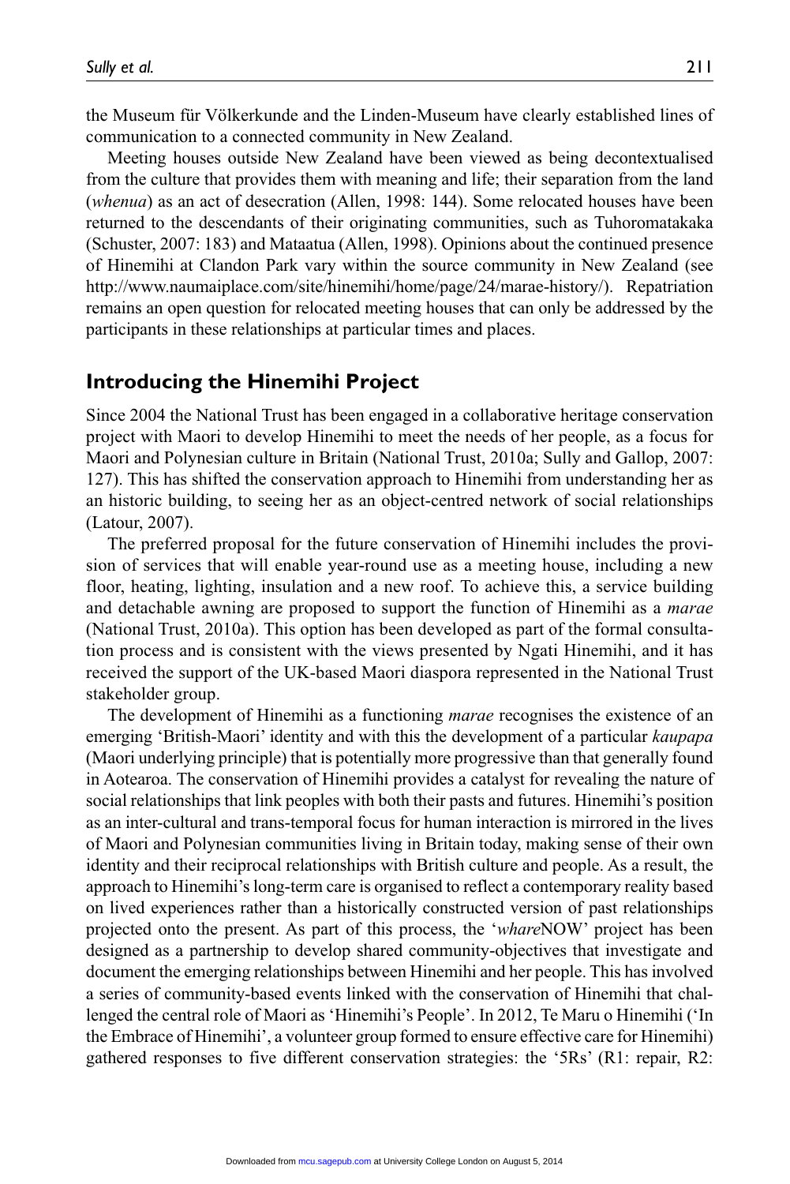the Museum für Völkerkunde and the Linden-Museum have clearly established lines of communication to a connected community in New Zealand.

Meeting houses outside New Zealand have been viewed as being decontextualised from the culture that provides them with meaning and life; their separation from the land (*whenua*) as an act of desecration (Allen, 1998: 144). Some relocated houses have been returned to the descendants of their originating communities, such as Tuhoromatakaka (Schuster, 2007: 183) and Mataatua (Allen, 1998). Opinions about the continued presence of Hinemihi at Clandon Park vary within the source community in New Zealand (see http://www.naumaiplace.com/site/hinemihi/home/page/24/marae-history/). Repatriation remains an open question for relocated meeting houses that can only be addressed by the participants in these relationships at particular times and places.

## Introducing the Hinemihi Project

Since 2004 the National Trust has been engaged in a collaborative heritage conservation project with Maori to develop Hinemihi to meet the needs of her people, as a focus for Maori and Polynesian culture in Britain (National Trust, 2010a; Sully and Gallop, 2007: 127). This has shifted the conservation approach to Hinemihi from understanding her as an historic building, to seeing her as an object-centred network of social relationships (Latour, 2007).

The preferred proposal for the future conservation of Hinemihi includes the provision of services that will enable year-round use as a meeting house, including a new floor, heating, lighting, insulation and a new roof. To achieve this, a service building and detachable awning are proposed to support the function of Hinemihi as a *marae* (National Trust, 2010a). This option has been developed as part of the formal consultation process and is consistent with the views presented by Ngati Hinemihi, and it has received the support of the UK-based Maori diaspora represented in the National Trust stakeholder group.

The development of Hinemihi as a functioning *marae* recognises the existence of an emerging 'British-Maori' identity and with this the development of a particular *kaupapa* (Maori underlying principle) that is potentially more progressive than that generally found in Aotearoa. The conservation of Hinemihi provides a catalyst for revealing the nature of social relationships that link peoples with both their pasts and futures. Hinemihi's position as an inter-cultural and trans-temporal focus for human interaction is mirrored in the lives of Maori and Polynesian communities living in Britain today, making sense of their own identity and their reciprocal relationships with British culture and people. As a result, the approach to Hinemihi's long-term care is organised to reflect a contemporary reality based on lived experiences rather than a historically constructed version of past relationships projected onto the present. As part of this process, the '*whare*NOW' project has been designed as a partnership to develop shared community-objectives that investigate and document the emerging relationships between Hinemihi and her people. This has involved a series of community-based events linked with the conservation of Hinemihi that challenged the central role of Maori as 'Hinemihi's People'. In 2012, Te Maru o Hinemihi ('In the Embrace of Hinemihi', a volunteer group formed to ensure effective care for Hinemihi) gathered responses to five different conservation strategies: the '5Rs' (R1: repair, R2: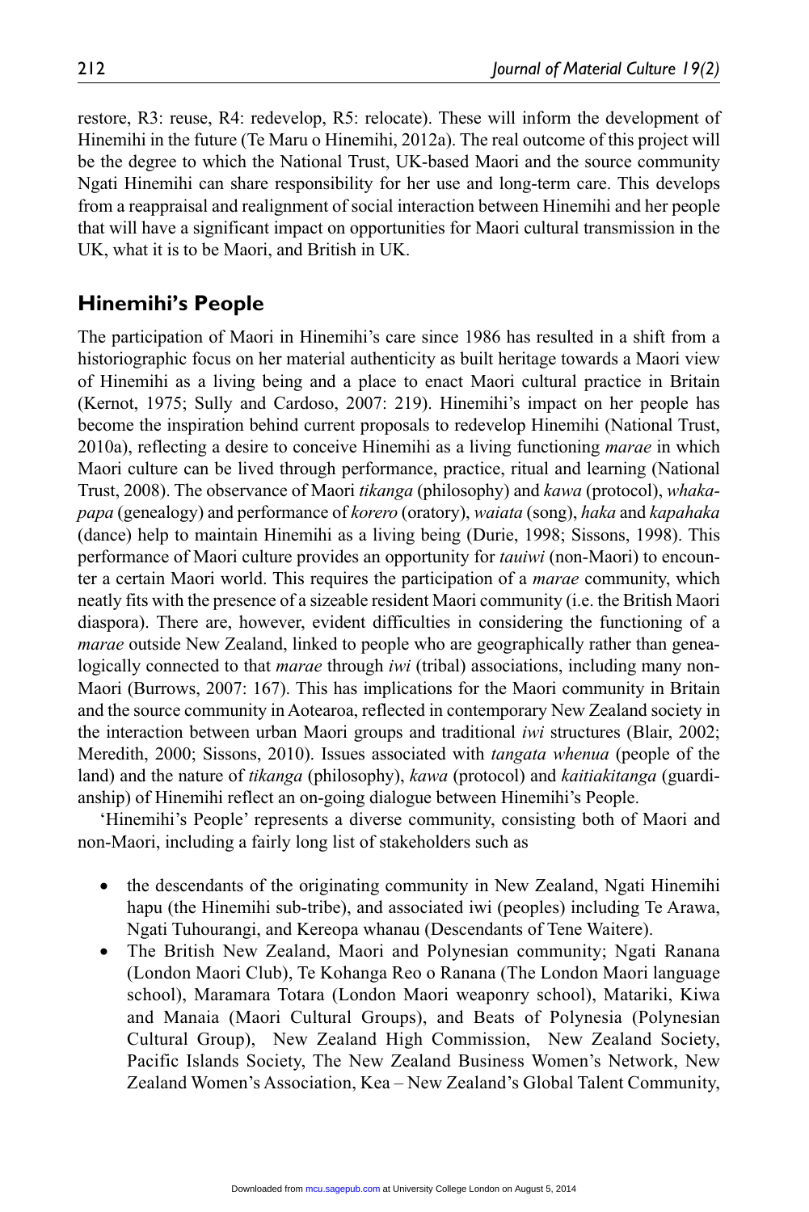restore, R3: reuse, R4: redevelop, R5: relocate). These will inform the development of Hinemihi in the future (Te Maru o Hinemihi, 2012a). The real outcome of this project will be the degree to which the National Trust, UK-based Maori and the source community Ngati Hinemihi can share responsibility for her use and long-term care. This develops from a reappraisal and realignment of social interaction between Hinemihi and her people that will have a significant impact on opportunities for Maori cultural transmission in the UK, what it is to be Maori, and British in UK.

## Hinemihi's People

The participation of Maori in Hinemihi's care since 1986 has resulted in a shift from a historiographic focus on her material authenticity as built heritage towards a Maori view of Hinemihi as a living being and a place to enact Maori cultural practice in Britain (Kernot, 1975; Sully and Cardoso, 2007: 219). Hinemihi's impact on her people has become the inspiration behind current proposals to redevelop Hinemihi (National Trust, 2010a), reflecting a desire to conceive Hinemihi as a living functioning *marae* in which Maori culture can be lived through performance, practice, ritual and learning (National Trust, 2008). The observance of Maori *tikanga* (philosophy) and *kawa* (protocol), *whakapapa* (genealogy) and performance of *korero* (oratory), *waiata* (song), *haka* and *kapahaka* (dance) help to maintain Hinemihi as a living being (Durie, 1998; Sissons, 1998). This performance of Maori culture provides an opportunity for *tauiwi* (non-Maori) to encounter a certain Maori world. This requires the participation of a *marae* community, which neatly fits with the presence of a sizeable resident Maori community (i.e. the British Maori diaspora). There are, however, evident difficulties in considering the functioning of a *marae* outside New Zealand, linked to people who are geographically rather than genealogically connected to that *marae* through *iwi* (tribal) associations, including many non-Maori (Burrows, 2007: 167). This has implications for the Maori community in Britain and the source community in Aotearoa, reflected in contemporary New Zealand society in the interaction between urban Maori groups and traditional *iwi* structures (Blair, 2002; Meredith, 2000; Sissons, 2010). Issues associated with *tangata whenua* (people of the land) and the nature of *tikanga* (philosophy), *kawa* (protocol) and *kaitiakitanga* (guardianship) of Hinemihi reflect an on-going dialogue between Hinemihi's People.

'Hinemihi's People' represents a diverse community, consisting both of Maori and non-Maori, including a fairly long list of stakeholders such as

- the descendants of the originating community in New Zealand, Ngati Hinemihi hapu (the Hinemihi sub-tribe), and associated iwi (peoples) including Te Arawa, Ngati Tuhourangi, and Kereopa whanau (Descendants of Tene Waitere).
- The British New Zealand, Maori and Polynesian community; Ngati Ranana (London Maori Club), Te Kohanga Reo o Ranana (The London Maori language school), Maramara Totara (London Maori weaponry school), Matariki, Kiwa and Manaia (Maori Cultural Groups), and Beats of Polynesia (Polynesian Cultural Group), New Zealand High Commission, New Zealand Society, Pacific Islands Society, The New Zealand Business Women's Network, New Zealand Women's Association, Kea – New Zealand's Global Talent Community,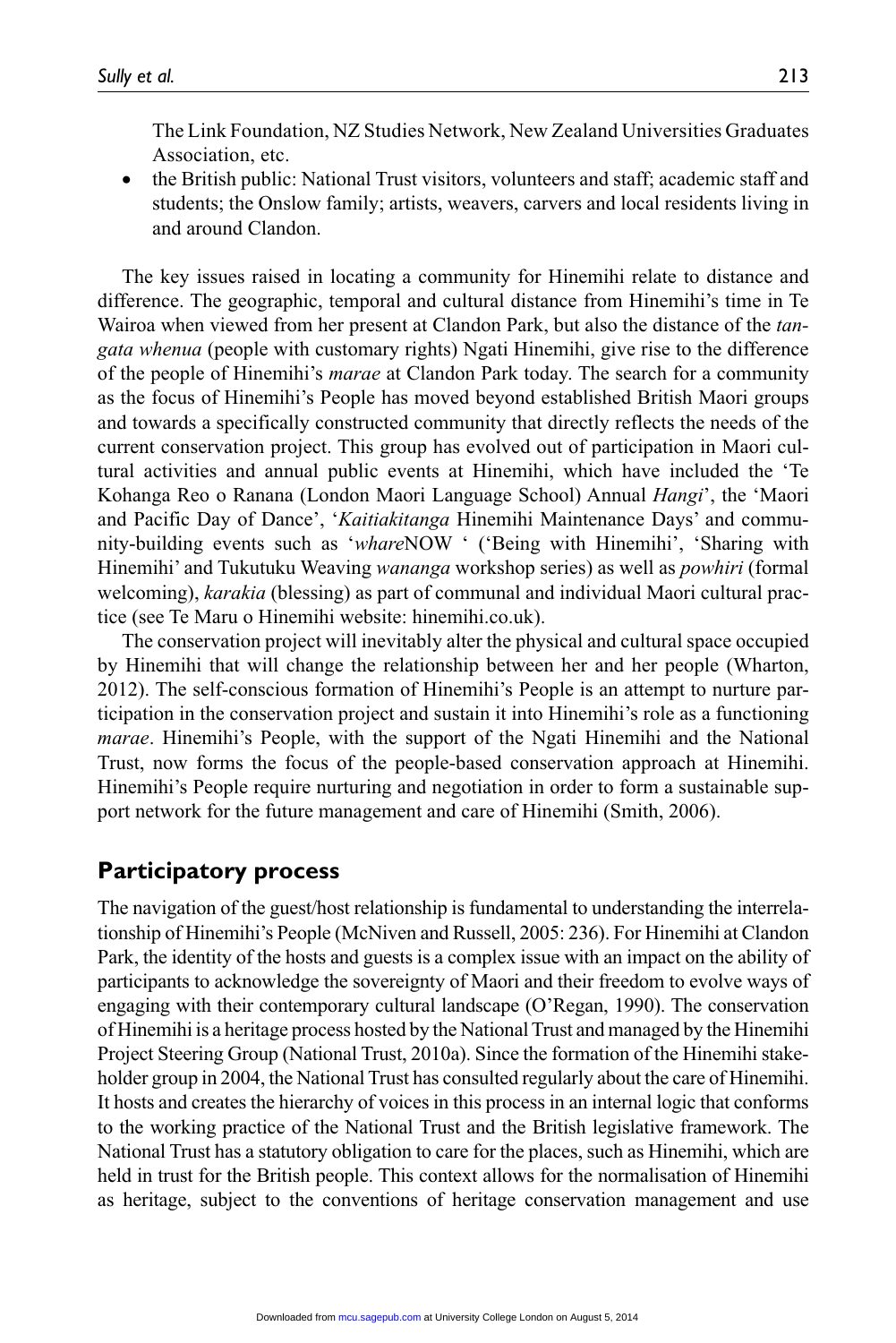The Link Foundation, NZ Studies Network, New Zealand Universities Graduates Association, etc.

- the British public: National Trust visitors, volunteers and staff; academic staff and students; the Onslow family; artists, weavers, carvers and local residents living in and around Clandon.

The key issues raised in locating a community for Hinemihi relate to distance and difference. The geographic, temporal and cultural distance from Hinemihi's time in Te Wairoa when viewed from her present at Clandon Park, but also the distance of the *tangata whenua* (people with customary rights) Ngati Hinemihi, give rise to the difference of the people of Hinemihi's *marae* at Clandon Park today. The search for a community as the focus of Hinemihi's People has moved beyond established British Maori groups and towards a specifically constructed community that directly reflects the needs of the current conservation project. This group has evolved out of participation in Maori cultural activities and annual public events at Hinemihi, which have included the 'Te Kohanga Reo o Ranana (London Maori Language School) Annual *Hangi*', the 'Maori and Pacific Day of Dance', '*Kaitiakitanga* Hinemihi Maintenance Days' and community-building events such as '*whare*NOW ' ('Being with Hinemihi', 'Sharing with Hinemihi' and Tukutuku Weaving *wananga* workshop series) as well as *powhiri* (formal welcoming), *karakia* (blessing) as part of communal and individual Maori cultural practice (see Te Maru o Hinemihi website: hinemihi.co.uk).

The conservation project will inevitably alter the physical and cultural space occupied by Hinemihi that will change the relationship between her and her people (Wharton, 2012). The self-conscious formation of Hinemihi's People is an attempt to nurture participation in the conservation project and sustain it into Hinemihi's role as a functioning *marae*. Hinemihi's People, with the support of the Ngati Hinemihi and the National Trust, now forms the focus of the people-based conservation approach at Hinemihi. Hinemihi's People require nurturing and negotiation in order to form a sustainable support network for the future management and care of Hinemihi (Smith, 2006).

## Participatory process

The navigation of the guest/host relationship is fundamental to understanding the interrelationship of Hinemihi's People (McNiven and Russell, 2005: 236). For Hinemihi at Clandon Park, the identity of the hosts and guests is a complex issue with an impact on the ability of participants to acknowledge the sovereignty of Maori and their freedom to evolve ways of engaging with their contemporary cultural landscape (O'Regan, 1990). The conservation of Hinemihi is a heritage process hosted by the National Trust and managed by the Hinemihi Project Steering Group (National Trust, 2010a). Since the formation of the Hinemihi stakeholder group in 2004, the National Trust has consulted regularly about the care of Hinemihi. It hosts and creates the hierarchy of voices in this process in an internal logic that conforms to the working practice of the National Trust and the British legislative framework. The National Trust has a statutory obligation to care for the places, such as Hinemihi, which are held in trust for the British people. This context allows for the normalisation of Hinemihi as heritage, subject to the conventions of heritage conservation management and use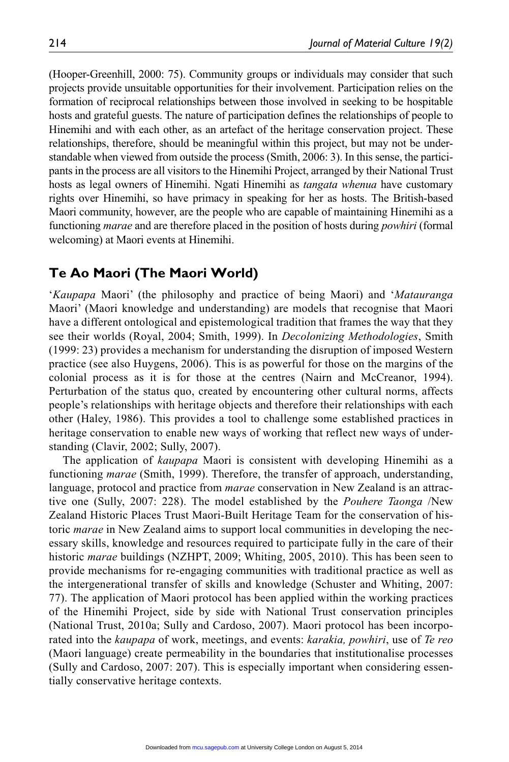(Hooper-Greenhill, 2000: 75). Community groups or individuals may consider that such projects provide unsuitable opportunities for their involvement. Participation relies on the formation of reciprocal relationships between those involved in seeking to be hospitable hosts and grateful guests. The nature of participation defines the relationships of people to Hinemihi and with each other, as an artefact of the heritage conservation project. These relationships, therefore, should be meaningful within this project, but may not be understandable when viewed from outside the process (Smith, 2006: 3). In this sense, the participants in the process are all visitors to the Hinemihi Project, arranged by their National Trust hosts as legal owners of Hinemihi. Ngati Hinemihi as *tangata whenua* have customary rights over Hinemihi, so have primacy in speaking for her as hosts. The British-based Maori community, however, are the people who are capable of maintaining Hinemihi as a functioning *marae* and are therefore placed in the position of hosts during *powhiri* (formal welcoming) at Maori events at Hinemihi.

## Te Ao Maori (The Maori World)

'*Kaupapa* Maori' (the philosophy and practice of being Maori) and '*Matauranga* Maori' (Maori knowledge and understanding) are models that recognise that Maori have a different ontological and epistemological tradition that frames the way that they see their worlds (Royal, 2004; Smith, 1999). In *Decolonizing Methodologies*, Smith (1999: 23) provides a mechanism for understanding the disruption of imposed Western practice (see also Huygens, 2006). This is as powerful for those on the margins of the colonial process as it is for those at the centres (Nairn and McCreanor, 1994). Perturbation of the status quo, created by encountering other cultural norms, affects people's relationships with heritage objects and therefore their relationships with each other (Haley, 1986). This provides a tool to challenge some established practices in heritage conservation to enable new ways of working that reflect new ways of understanding (Clavir, 2002; Sully, 2007).

The application of *kaupapa* Maori is consistent with developing Hinemihi as a functioning *marae* (Smith, 1999). Therefore, the transfer of approach, understanding, language, protocol and practice from *marae* conservation in New Zealand is an attractive one (Sully, 2007: 228). The model established by the *Pouhere Taonga* /New Zealand Historic Places Trust Maori-Built Heritage Team for the conservation of historic *marae* in New Zealand aims to support local communities in developing the necessary skills, knowledge and resources required to participate fully in the care of their historic *marae* buildings (NZHPT, 2009; Whiting, 2005, 2010). This has been seen to provide mechanisms for re-engaging communities with traditional practice as well as the intergenerational transfer of skills and knowledge (Schuster and Whiting, 2007: 77). The application of Maori protocol has been applied within the working practices of the Hinemihi Project, side by side with National Trust conservation principles (National Trust, 2010a; Sully and Cardoso, 2007). Maori protocol has been incorporated into the *kaupapa* of work, meetings, and events: *karakia, powhiri*, use of *Te reo* (Maori language) create permeability in the boundaries that institutionalise processes (Sully and Cardoso, 2007: 207). This is especially important when considering essentially conservative heritage contexts.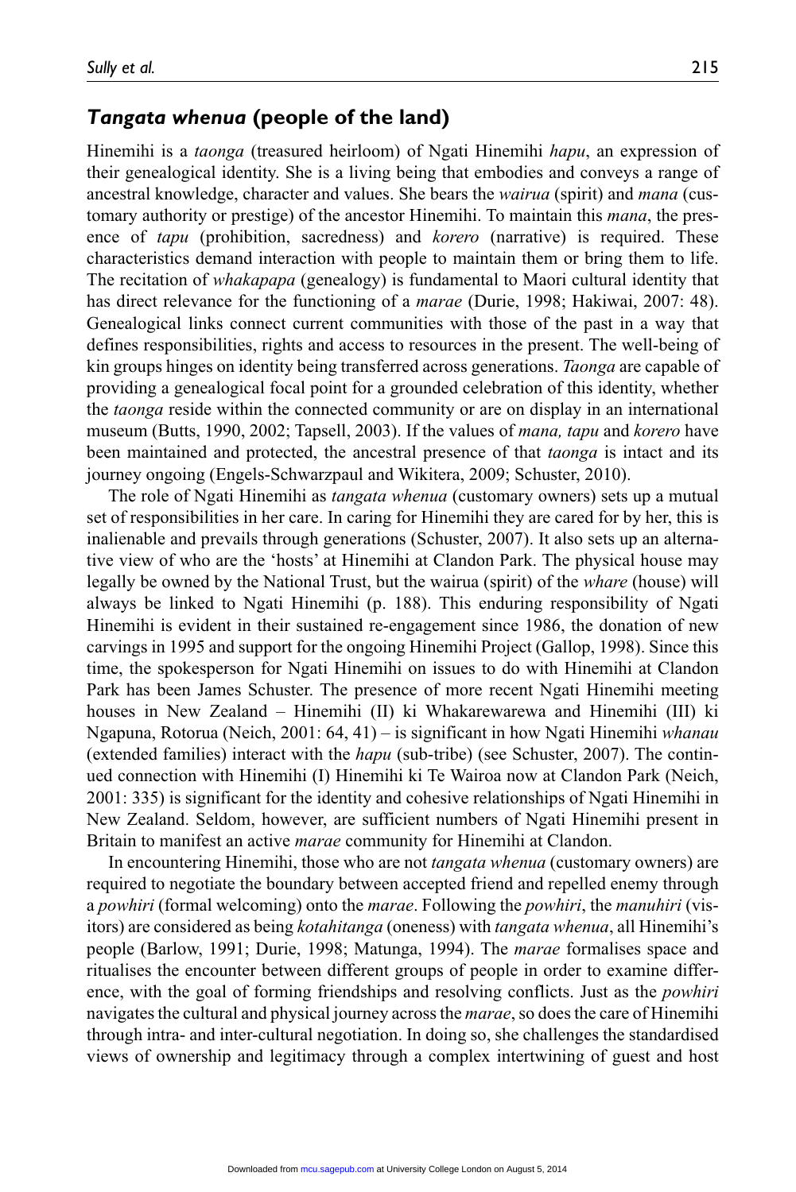## *Tangata whenua* (people of the land)

Hinemihi is a *taonga* (treasured heirloom) of Ngati Hinemihi *hapu*, an expression of their genealogical identity. She is a living being that embodies and conveys a range of ancestral knowledge, character and values. She bears the *wairua* (spirit) and *mana* (customary authority or prestige) of the ancestor Hinemihi. To maintain this *mana*, the presence of *tapu* (prohibition, sacredness) and *korero* (narrative) is required. These characteristics demand interaction with people to maintain them or bring them to life. The recitation of *whakapapa* (genealogy) is fundamental to Maori cultural identity that has direct relevance for the functioning of a *marae* (Durie, 1998; Hakiwai, 2007: 48). Genealogical links connect current communities with those of the past in a way that defines responsibilities, rights and access to resources in the present. The well-being of kin groups hinges on identity being transferred across generations. *Taonga* are capable of providing a genealogical focal point for a grounded celebration of this identity, whether the *taonga* reside within the connected community or are on display in an international museum (Butts, 1990, 2002; Tapsell, 2003). If the values of *mana, tapu* and *korero* have been maintained and protected, the ancestral presence of that *taonga* is intact and its journey ongoing (Engels-Schwarzpaul and Wikitera, 2009; Schuster, 2010).

The role of Ngati Hinemihi as *tangata whenua* (customary owners) sets up a mutual set of responsibilities in her care. In caring for Hinemihi they are cared for by her, this is inalienable and prevails through generations (Schuster, 2007). It also sets up an alternative view of who are the 'hosts' at Hinemihi at Clandon Park. The physical house may legally be owned by the National Trust, but the wairua (spirit) of the *whare* (house) will always be linked to Ngati Hinemihi (p. 188). This enduring responsibility of Ngati Hinemihi is evident in their sustained re-engagement since 1986, the donation of new carvings in 1995 and support for the ongoing Hinemihi Project (Gallop, 1998). Since this time, the spokesperson for Ngati Hinemihi on issues to do with Hinemihi at Clandon Park has been James Schuster. The presence of more recent Ngati Hinemihi meeting houses in New Zealand – Hinemihi (II) ki Whakarewarewa and Hinemihi (III) ki Ngapuna, Rotorua (Neich, 2001: 64, 41) – is significant in how Ngati Hinemihi *whanau* (extended families) interact with the *hapu* (sub-tribe) (see Schuster, 2007). The continued connection with Hinemihi (I) Hinemihi ki Te Wairoa now at Clandon Park (Neich, 2001: 335) is significant for the identity and cohesive relationships of Ngati Hinemihi in New Zealand. Seldom, however, are sufficient numbers of Ngati Hinemihi present in Britain to manifest an active *marae* community for Hinemihi at Clandon.

In encountering Hinemihi, those who are not *tangata whenua* (customary owners) are required to negotiate the boundary between accepted friend and repelled enemy through a *powhiri* (formal welcoming) onto the *marae*. Following the *powhiri*, the *manuhiri* (visitors) are considered as being *kotahitanga* (oneness) with *tangata whenua*, all Hinemihi's people (Barlow, 1991; Durie, 1998; Matunga, 1994). The *marae* formalises space and ritualises the encounter between different groups of people in order to examine difference, with the goal of forming friendships and resolving conflicts. Just as the *powhiri* navigates the cultural and physical journey across the *marae*, so does the care of Hinemihi through intra- and inter-cultural negotiation. In doing so, she challenges the standardised views of ownership and legitimacy through a complex intertwining of guest and host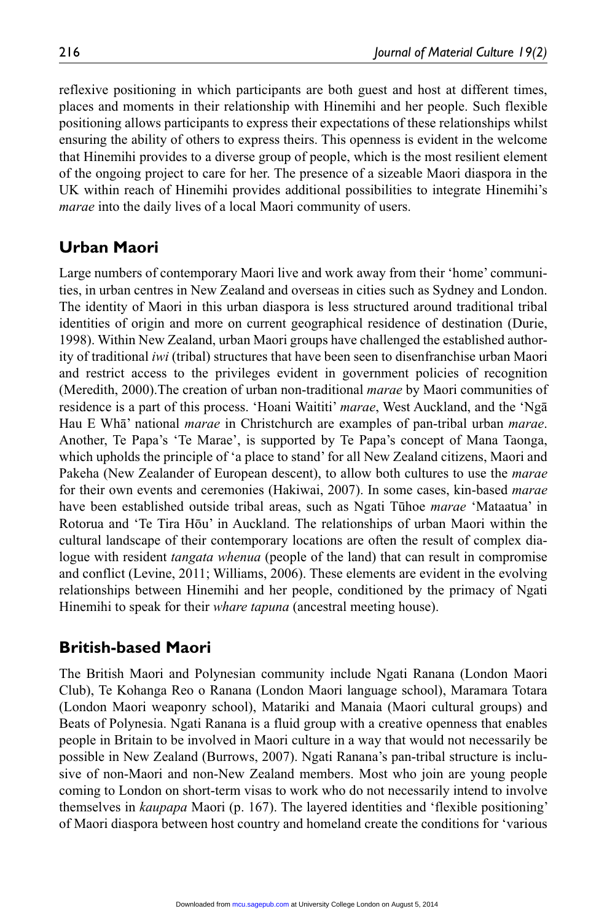reflexive positioning in which participants are both guest and host at different times, places and moments in their relationship with Hinemihi and her people. Such flexible positioning allows participants to express their expectations of these relationships whilst ensuring the ability of others to express theirs. This openness is evident in the welcome that Hinemihi provides to a diverse group of people, which is the most resilient element of the ongoing project to care for her. The presence of a sizeable Maori diaspora in the UK within reach of Hinemihi provides additional possibilities to integrate Hinemihi's *marae* into the daily lives of a local Maori community of users.

## Urban Maori

Large numbers of contemporary Maori live and work away from their 'home' communities, in urban centres in New Zealand and overseas in cities such as Sydney and London. The identity of Maori in this urban diaspora is less structured around traditional tribal identities of origin and more on current geographical residence of destination (Durie, 1998). Within New Zealand, urban Maori groups have challenged the established authority of traditional *iwi* (tribal) structures that have been seen to disenfranchise urban Maori and restrict access to the privileges evident in government policies of recognition (Meredith, 2000).The creation of urban non-traditional *marae* by Maori communities of residence is a part of this process. 'Hoani Waititi' *marae*, West Auckland, and the 'Ngā Hau E Whā' national *marae* in Christchurch are examples of pan-tribal urban *marae*. Another, Te Papa's 'Te Marae', is supported by Te Papa's concept of Mana Taonga, which upholds the principle of 'a place to stand' for all New Zealand citizens, Maori and Pakeha (New Zealander of European descent), to allow both cultures to use the *marae* for their own events and ceremonies (Hakiwai, 2007). In some cases, kin-based *marae* have been established outside tribal areas, such as Ngati Tūhoe *marae* 'Mataatua' in Rotorua and 'Te Tira Hōu' in Auckland. The relationships of urban Maori within the cultural landscape of their contemporary locations are often the result of complex dialogue with resident *tangata whenua* (people of the land) that can result in compromise and conflict (Levine, 2011; Williams, 2006). These elements are evident in the evolving relationships between Hinemihi and her people, conditioned by the primacy of Ngati Hinemihi to speak for their *whare tapuna* (ancestral meeting house).

## British-based Maori

The British Maori and Polynesian community include Ngati Ranana (London Maori Club), Te Kohanga Reo o Ranana (London Maori language school), Maramara Totara (London Maori weaponry school), Matariki and Manaia (Maori cultural groups) and Beats of Polynesia. Ngati Ranana is a fluid group with a creative openness that enables people in Britain to be involved in Maori culture in a way that would not necessarily be possible in New Zealand (Burrows, 2007). Ngati Ranana's pan-tribal structure is inclusive of non-Maori and non-New Zealand members. Most who join are young people coming to London on short-term visas to work who do not necessarily intend to involve themselves in *kaupapa* Maori (p. 167). The layered identities and 'flexible positioning' of Maori diaspora between host country and homeland create the conditions for 'various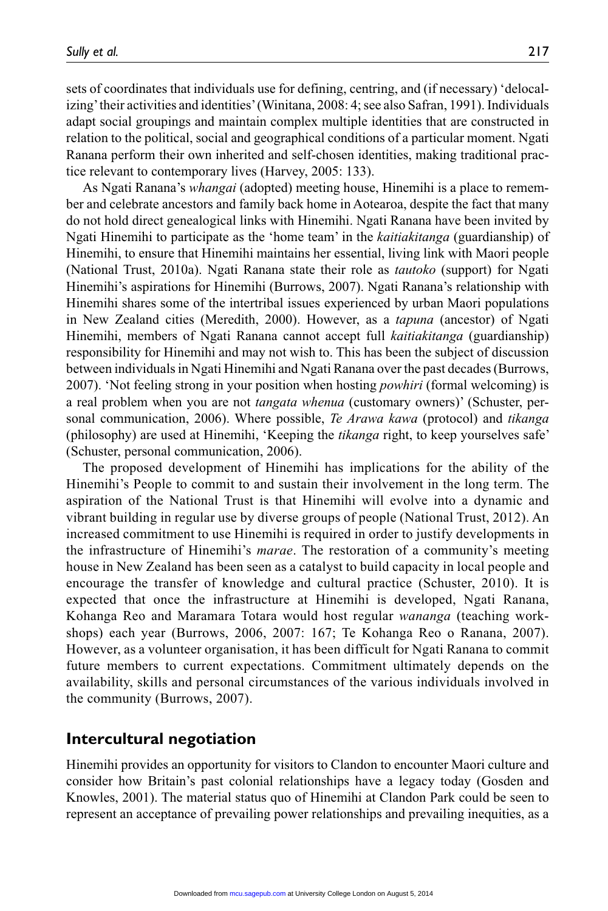sets of coordinates that individuals use for defining, centring, and (if necessary) 'delocalizing' their activities and identities' (Winitana, 2008: 4; see also Safran, 1991). Individuals adapt social groupings and maintain complex multiple identities that are constructed in relation to the political, social and geographical conditions of a particular moment. Ngati Ranana perform their own inherited and self-chosen identities, making traditional practice relevant to contemporary lives (Harvey, 2005: 133).

As Ngati Ranana's *whangai* (adopted) meeting house, Hinemihi is a place to remember and celebrate ancestors and family back home in Aotearoa, despite the fact that many do not hold direct genealogical links with Hinemihi. Ngati Ranana have been invited by Ngati Hinemihi to participate as the 'home team' in the *kaitiakitanga* (guardianship) of Hinemihi, to ensure that Hinemihi maintains her essential, living link with Maori people (National Trust, 2010a). Ngati Ranana state their role as *tautoko* (support) for Ngati Hinemihi's aspirations for Hinemihi (Burrows, 2007). Ngati Ranana's relationship with Hinemihi shares some of the intertribal issues experienced by urban Maori populations in New Zealand cities (Meredith, 2000). However, as a *tapuna* (ancestor) of Ngati Hinemihi, members of Ngati Ranana cannot accept full *kaitiakitanga* (guardianship) responsibility for Hinemihi and may not wish to. This has been the subject of discussion between individuals in Ngati Hinemihi and Ngati Ranana over the past decades (Burrows, 2007). 'Not feeling strong in your position when hosting *powhiri* (formal welcoming) is a real problem when you are not *tangata whenua* (customary owners)' (Schuster, personal communication, 2006). Where possible, *Te Arawa kawa* (protocol) and *tikanga* (philosophy) are used at Hinemihi, 'Keeping the *tikanga* right, to keep yourselves safe' (Schuster, personal communication, 2006).

The proposed development of Hinemihi has implications for the ability of the Hinemihi's People to commit to and sustain their involvement in the long term. The aspiration of the National Trust is that Hinemihi will evolve into a dynamic and vibrant building in regular use by diverse groups of people (National Trust, 2012). An increased commitment to use Hinemihi is required in order to justify developments in the infrastructure of Hinemihi's *marae*. The restoration of a community's meeting house in New Zealand has been seen as a catalyst to build capacity in local people and encourage the transfer of knowledge and cultural practice (Schuster, 2010). It is expected that once the infrastructure at Hinemihi is developed, Ngati Ranana, Kohanga Reo and Maramara Totara would host regular *wananga* (teaching workshops) each year (Burrows, 2006, 2007: 167; Te Kohanga Reo o Ranana, 2007). However, as a volunteer organisation, it has been difficult for Ngati Ranana to commit future members to current expectations. Commitment ultimately depends on the availability, skills and personal circumstances of the various individuals involved in the community (Burrows, 2007).

## Intercultural negotiation

Hinemihi provides an opportunity for visitors to Clandon to encounter Maori culture and consider how Britain's past colonial relationships have a legacy today (Gosden and Knowles, 2001). The material status quo of Hinemihi at Clandon Park could be seen to represent an acceptance of prevailing power relationships and prevailing inequities, as a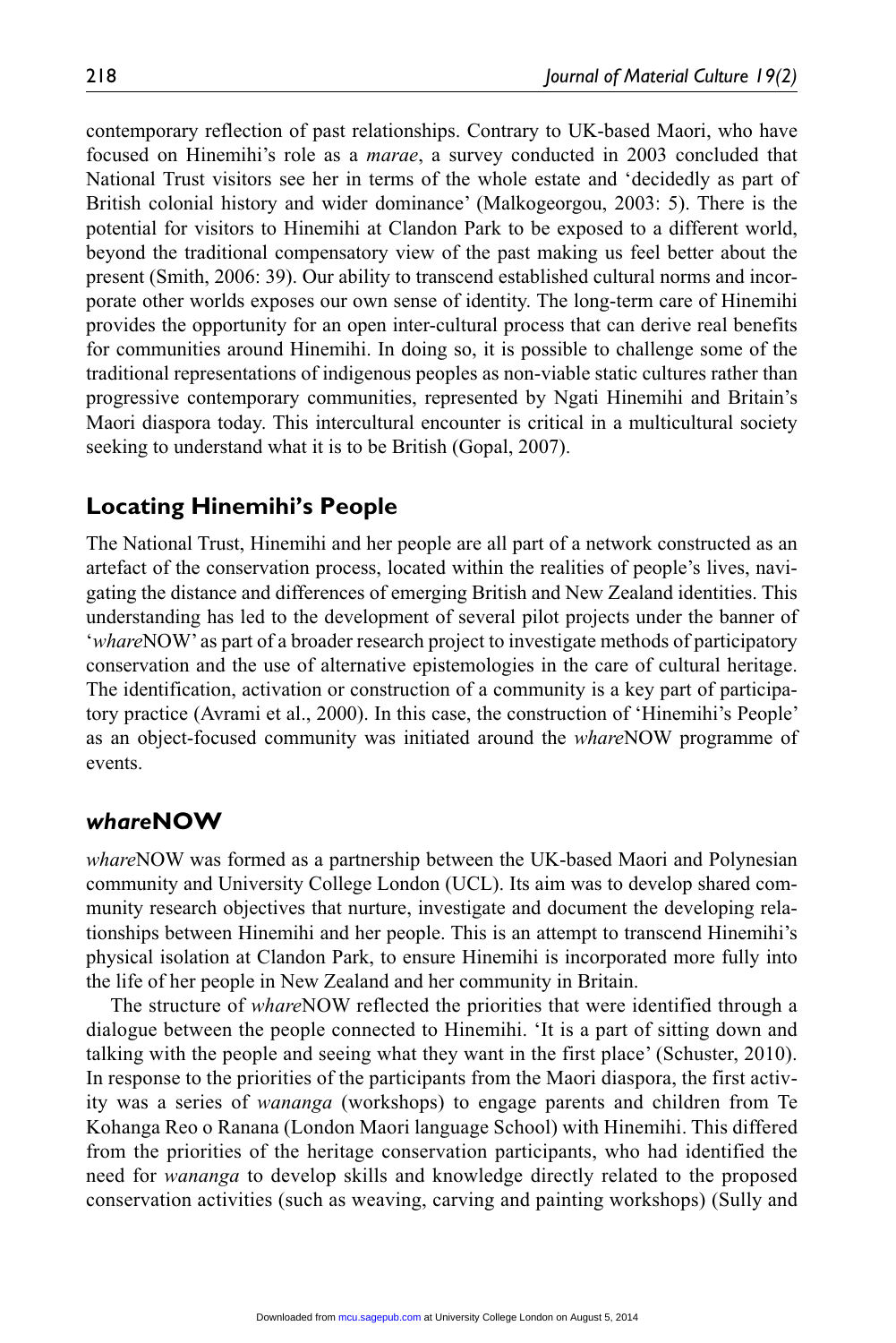contemporary reflection of past relationships. Contrary to UK-based Maori, who have focused on Hinemihi's role as a *marae*, a survey conducted in 2003 concluded that National Trust visitors see her in terms of the whole estate and 'decidedly as part of British colonial history and wider dominance' (Malkogeorgou, 2003: 5). There is the potential for visitors to Hinemihi at Clandon Park to be exposed to a different world, beyond the traditional compensatory view of the past making us feel better about the present (Smith, 2006: 39). Our ability to transcend established cultural norms and incorporate other worlds exposes our own sense of identity. The long-term care of Hinemihi provides the opportunity for an open inter-cultural process that can derive real benefits for communities around Hinemihi. In doing so, it is possible to challenge some of the traditional representations of indigenous peoples as non-viable static cultures rather than progressive contemporary communities, represented by Ngati Hinemihi and Britain's Maori diaspora today. This intercultural encounter is critical in a multicultural society seeking to understand what it is to be British (Gopal, 2007).

## Locating Hinemihi's People

The National Trust, Hinemihi and her people are all part of a network constructed as an artefact of the conservation process, located within the realities of people's lives, navigating the distance and differences of emerging British and New Zealand identities. This understanding has led to the development of several pilot projects under the banner of '*whare*NOW' as part of a broader research project to investigate methods of participatory conservation and the use of alternative epistemologies in the care of cultural heritage. The identification, activation or construction of a community is a key part of participatory practice (Avrami et al., 2000). In this case, the construction of 'Hinemihi's People' as an object-focused community was initiated around the *whare*NOW programme of events.

## *whare*NOW

*whare*NOW was formed as a partnership between the UK-based Maori and Polynesian community and University College London (UCL). Its aim was to develop shared community research objectives that nurture, investigate and document the developing relationships between Hinemihi and her people. This is an attempt to transcend Hinemihi's physical isolation at Clandon Park, to ensure Hinemihi is incorporated more fully into the life of her people in New Zealand and her community in Britain.

The structure of *whare*NOW reflected the priorities that were identified through a dialogue between the people connected to Hinemihi. 'It is a part of sitting down and talking with the people and seeing what they want in the first place' (Schuster, 2010). In response to the priorities of the participants from the Maori diaspora, the first activity was a series of *wananga* (workshops) to engage parents and children from Te Kohanga Reo o Ranana (London Maori language School) with Hinemihi. This differed from the priorities of the heritage conservation participants, who had identified the need for *wananga* to develop skills and knowledge directly related to the proposed conservation activities (such as weaving, carving and painting workshops) (Sully and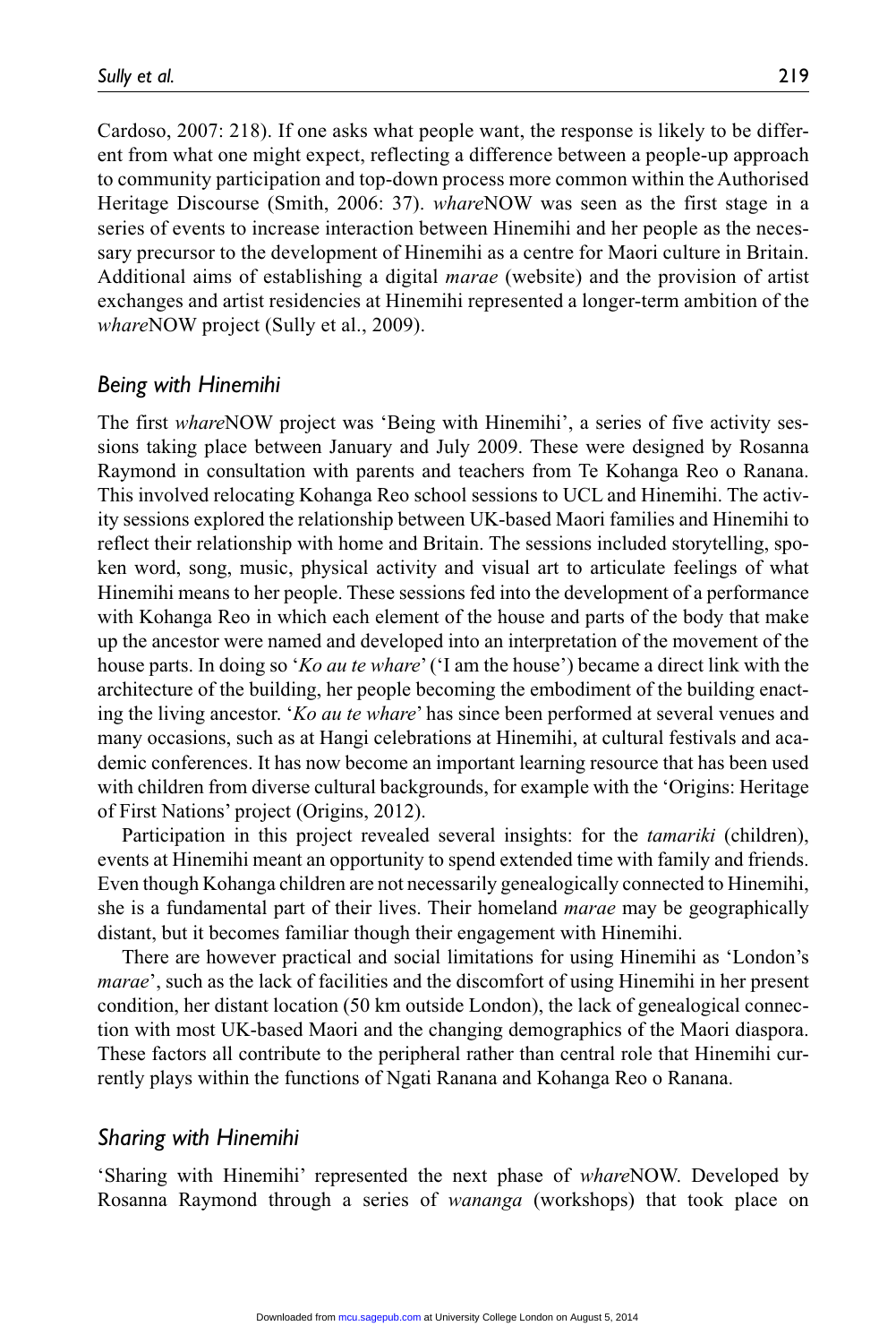Cardoso, 2007: 218). If one asks what people want, the response is likely to be different from what one might expect, reflecting a difference between a people-up approach to community participation and top-down process more common within the Authorised Heritage Discourse (Smith, 2006: 37). *whare*NOW was seen as the first stage in a series of events to increase interaction between Hinemihi and her people as the necessary precursor to the development of Hinemihi as a centre for Maori culture in Britain. Additional aims of establishing a digital *marae* (website) and the provision of artist exchanges and artist residencies at Hinemihi represented a longer-term ambition of the *whare*NOW project (Sully et al., 2009).

## *Being with Hinemihi*

The first *whare*NOW project was 'Being with Hinemihi', a series of five activity sessions taking place between January and July 2009. These were designed by Rosanna Raymond in consultation with parents and teachers from Te Kohanga Reo o Ranana. This involved relocating Kohanga Reo school sessions to UCL and Hinemihi. The activity sessions explored the relationship between UK-based Maori families and Hinemihi to reflect their relationship with home and Britain. The sessions included storytelling, spoken word, song, music, physical activity and visual art to articulate feelings of what Hinemihi means to her people. These sessions fed into the development of a performance with Kohanga Reo in which each element of the house and parts of the body that make up the ancestor were named and developed into an interpretation of the movement of the house parts. In doing so '*Ko au te whare*' ('I am the house') became a direct link with the architecture of the building, her people becoming the embodiment of the building enacting the living ancestor. '*Ko au te whare*' has since been performed at several venues and many occasions, such as at Hangi celebrations at Hinemihi, at cultural festivals and academic conferences. It has now become an important learning resource that has been used with children from diverse cultural backgrounds, for example with the 'Origins: Heritage of First Nations' project (Origins, 2012).

Participation in this project revealed several insights: for the *tamariki* (children), events at Hinemihi meant an opportunity to spend extended time with family and friends. Even though Kohanga children are not necessarily genealogically connected to Hinemihi, she is a fundamental part of their lives. Their homeland *marae* may be geographically distant, but it becomes familiar though their engagement with Hinemihi.

There are however practical and social limitations for using Hinemihi as 'London's *marae*', such as the lack of facilities and the discomfort of using Hinemihi in her present condition, her distant location (50 km outside London), the lack of genealogical connection with most UK-based Maori and the changing demographics of the Maori diaspora. These factors all contribute to the peripheral rather than central role that Hinemihi currently plays within the functions of Ngati Ranana and Kohanga Reo o Ranana.

## *Sharing with Hinemihi*

'Sharing with Hinemihi' represented the next phase of *whare*NOW. Developed by Rosanna Raymond through a series of *wananga* (workshops) that took place on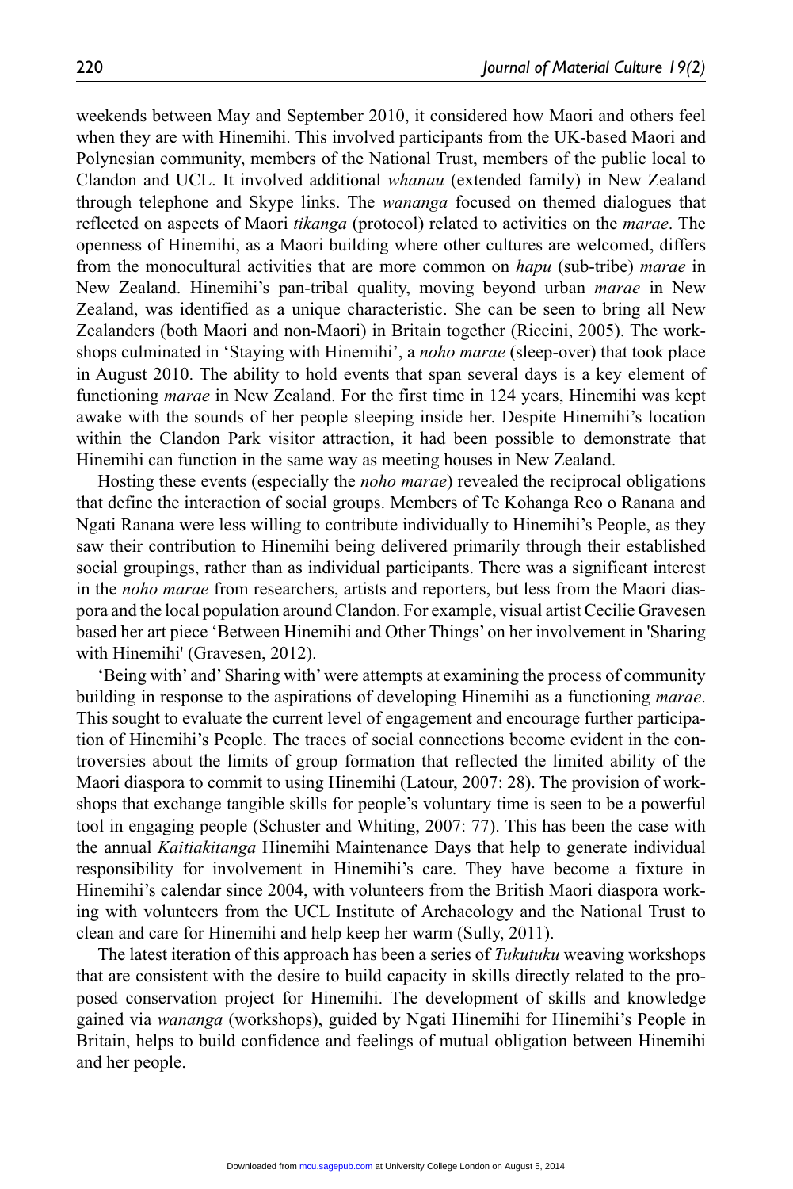weekends between May and September 2010, it considered how Maori and others feel when they are with Hinemihi. This involved participants from the UK-based Maori and Polynesian community, members of the National Trust, members of the public local to Clandon and UCL. It involved additional *whanau* (extended family) in New Zealand through telephone and Skype links. The *wananga* focused on themed dialogues that reflected on aspects of Maori *tikanga* (protocol) related to activities on the *marae*. The openness of Hinemihi, as a Maori building where other cultures are welcomed, differs from the monocultural activities that are more common on *hapu* (sub-tribe) *marae* in New Zealand. Hinemihi's pan-tribal quality, moving beyond urban *marae* in New Zealand, was identified as a unique characteristic. She can be seen to bring all New Zealanders (both Maori and non-Maori) in Britain together (Riccini, 2005). The workshops culminated in 'Staying with Hinemihi', a *noho marae* (sleep-over) that took place in August 2010. The ability to hold events that span several days is a key element of functioning *marae* in New Zealand. For the first time in 124 years, Hinemihi was kept awake with the sounds of her people sleeping inside her. Despite Hinemihi's location within the Clandon Park visitor attraction, it had been possible to demonstrate that Hinemihi can function in the same way as meeting houses in New Zealand.

Hosting these events (especially the *noho marae*) revealed the reciprocal obligations that define the interaction of social groups. Members of Te Kohanga Reo o Ranana and Ngati Ranana were less willing to contribute individually to Hinemihi's People, as they saw their contribution to Hinemihi being delivered primarily through their established social groupings, rather than as individual participants. There was a significant interest in the *noho marae* from researchers, artists and reporters, but less from the Maori diaspora and the local population around Clandon. For example, visual artist Cecilie Gravesen based her art piece 'Between Hinemihi and Other Things' on her involvement in 'Sharing with Hinemihi' (Gravesen, 2012).

'Being with' and' Sharing with' were attempts at examining the process of community building in response to the aspirations of developing Hinemihi as a functioning *marae*. This sought to evaluate the current level of engagement and encourage further participation of Hinemihi's People. The traces of social connections become evident in the controversies about the limits of group formation that reflected the limited ability of the Maori diaspora to commit to using Hinemihi (Latour, 2007: 28). The provision of workshops that exchange tangible skills for people's voluntary time is seen to be a powerful tool in engaging people (Schuster and Whiting, 2007: 77). This has been the case with the annual *Kaitiakitanga* Hinemihi Maintenance Days that help to generate individual responsibility for involvement in Hinemihi's care. They have become a fixture in Hinemihi's calendar since 2004, with volunteers from the British Maori diaspora working with volunteers from the UCL Institute of Archaeology and the National Trust to clean and care for Hinemihi and help keep her warm (Sully, 2011).

The latest iteration of this approach has been a series of *Tukutuku* weaving workshops that are consistent with the desire to build capacity in skills directly related to the proposed conservation project for Hinemihi. The development of skills and knowledge gained via *wananga* (workshops), guided by Ngati Hinemihi for Hinemihi's People in Britain, helps to build confidence and feelings of mutual obligation between Hinemihi and her people.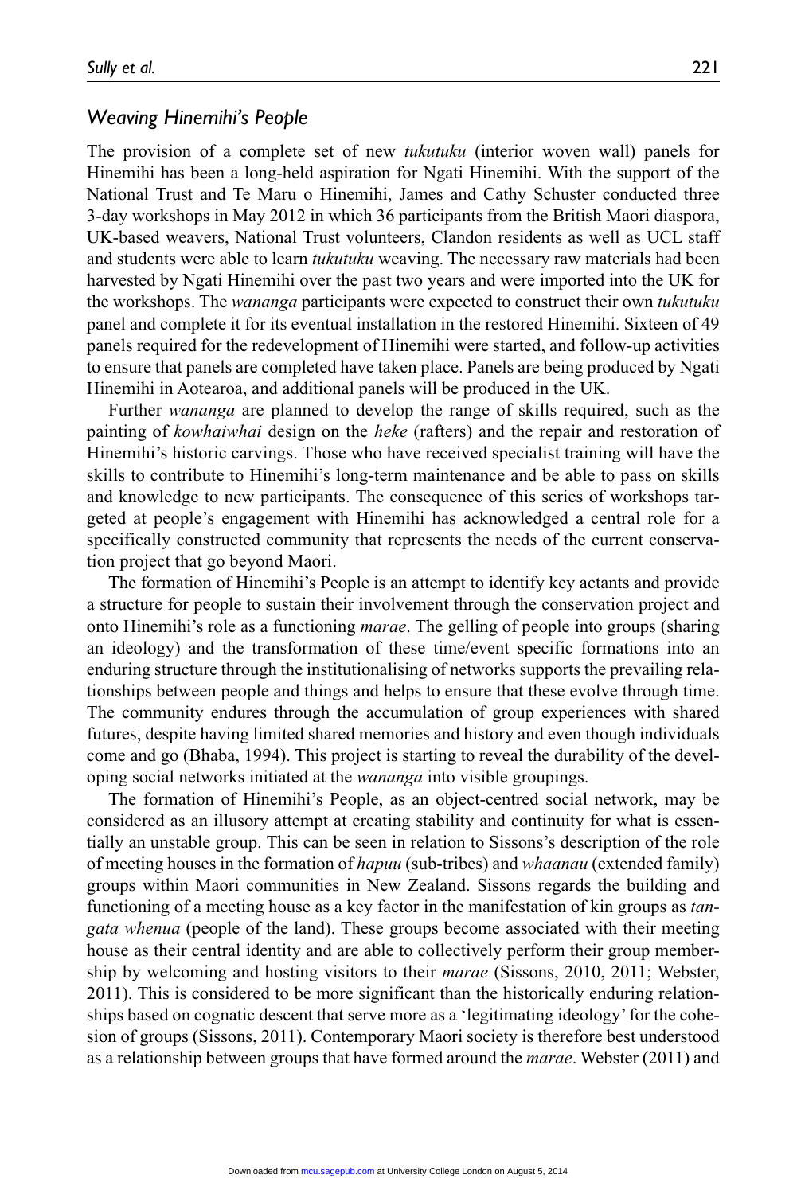### *Weaving Hinemihi's People*

The provision of a complete set of new *tukutuku* (interior woven wall) panels for Hinemihi has been a long-held aspiration for Ngati Hinemihi. With the support of the National Trust and Te Maru o Hinemihi, James and Cathy Schuster conducted three 3-day workshops in May 2012 in which 36 participants from the British Maori diaspora, UK-based weavers, National Trust volunteers, Clandon residents as well as UCL staff and students were able to learn *tukutuku* weaving. The necessary raw materials had been harvested by Ngati Hinemihi over the past two years and were imported into the UK for the workshops. The *wananga* participants were expected to construct their own *tukutuku* panel and complete it for its eventual installation in the restored Hinemihi. Sixteen of 49 panels required for the redevelopment of Hinemihi were started, and follow-up activities to ensure that panels are completed have taken place. Panels are being produced by Ngati Hinemihi in Aotearoa, and additional panels will be produced in the UK.

Further *wananga* are planned to develop the range of skills required, such as the painting of *kowhaiwhai* design on the *heke* (rafters) and the repair and restoration of Hinemihi's historic carvings. Those who have received specialist training will have the skills to contribute to Hinemihi's long-term maintenance and be able to pass on skills and knowledge to new participants. The consequence of this series of workshops targeted at people's engagement with Hinemihi has acknowledged a central role for a specifically constructed community that represents the needs of the current conservation project that go beyond Maori.

The formation of Hinemihi's People is an attempt to identify key actants and provide a structure for people to sustain their involvement through the conservation project and onto Hinemihi's role as a functioning *marae*. The gelling of people into groups (sharing an ideology) and the transformation of these time/event specific formations into an enduring structure through the institutionalising of networks supports the prevailing relationships between people and things and helps to ensure that these evolve through time. The community endures through the accumulation of group experiences with shared futures, despite having limited shared memories and history and even though individuals come and go (Bhaba, 1994). This project is starting to reveal the durability of the developing social networks initiated at the *wananga* into visible groupings.

The formation of Hinemihi's People, as an object-centred social network, may be considered as an illusory attempt at creating stability and continuity for what is essentially an unstable group. This can be seen in relation to Sissons's description of the role of meeting houses in the formation of *hapuu* (sub-tribes) and *whaanau* (extended family) groups within Maori communities in New Zealand. Sissons regards the building and functioning of a meeting house as a key factor in the manifestation of kin groups as *tangata whenua* (people of the land). These groups become associated with their meeting house as their central identity and are able to collectively perform their group membership by welcoming and hosting visitors to their *marae* (Sissons, 2010, 2011; Webster, 2011). This is considered to be more significant than the historically enduring relationships based on cognatic descent that serve more as a 'legitimating ideology' for the cohesion of groups (Sissons, 2011). Contemporary Maori society is therefore best understood as a relationship between groups that have formed around the *marae*. Webster (2011) and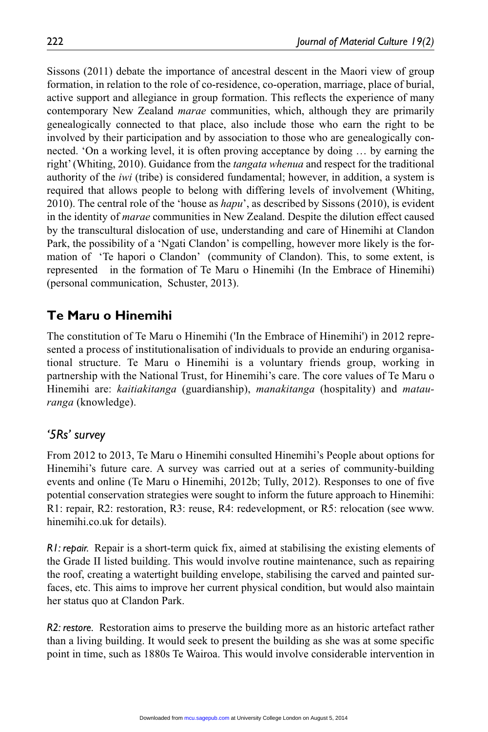Sissons (2011) debate the importance of ancestral descent in the Maori view of group formation, in relation to the role of co-residence, co-operation, marriage, place of burial, active support and allegiance in group formation. This reflects the experience of many contemporary New Zealand *marae* communities, which, although they are primarily genealogically connected to that place, also include those who earn the right to be involved by their participation and by association to those who are genealogically connected. 'On a working level, it is often proving acceptance by doing … by earning the right' (Whiting, 2010). Guidance from the *tangata whenua* and respect for the traditional authority of the *iwi* (tribe) is considered fundamental; however, in addition, a system is required that allows people to belong with differing levels of involvement (Whiting, 2010). The central role of the 'house as *hapu*', as described by Sissons (2010), is evident in the identity of *marae* communities in New Zealand. Despite the dilution effect caused by the transcultural dislocation of use, understanding and care of Hinemihi at Clandon Park, the possibility of a 'Ngati Clandon' is compelling, however more likely is the formation of 'Te hapori o Clandon' (community of Clandon). This, to some extent, is represented in the formation of Te Maru o Hinemihi (In the Embrace of Hinemihi) (personal communication, Schuster, 2013).

## Te Maru o Hinemihi

The constitution of Te Maru o Hinemihi ('In the Embrace of Hinemihi') in 2012 represented a process of institutionalisation of individuals to provide an enduring organisational structure. Te Maru o Hinemihi is a voluntary friends group, working in partnership with the National Trust, for Hinemihi's care. The core values of Te Maru o Hinemihi are: *kaitiakitanga* (guardianship), *manakitanga* (hospitality) and *matauranga* (knowledge).

### *'5Rs' survey*

From 2012 to 2013, Te Maru o Hinemihi consulted Hinemihi's People about options for Hinemihi's future care. A survey was carried out at a series of community-building events and online (Te Maru o Hinemihi, 2012b; Tully, 2012). Responses to one of five potential conservation strategies were sought to inform the future approach to Hinemihi: R1: repair, R2: restoration, R3: reuse, R4: redevelopment, or R5: relocation (see www.hinemihi.co.uk for details).

*R1: repair.* Repair is a short-term quick fix, aimed at stabilising the existing elements of the Grade II listed building. This would involve routine maintenance, such as repairing the roof, creating a watertight building envelope, stabilising the carved and painted surfaces, etc. This aims to improve her current physical condition, but would also maintain her status quo at Clandon Park.

*R2: restore.* Restoration aims to preserve the building more as an historic artefact rather than a living building. It would seek to present the building as she was at some specific point in time, such as 1880s Te Wairoa. This would involve considerable intervention in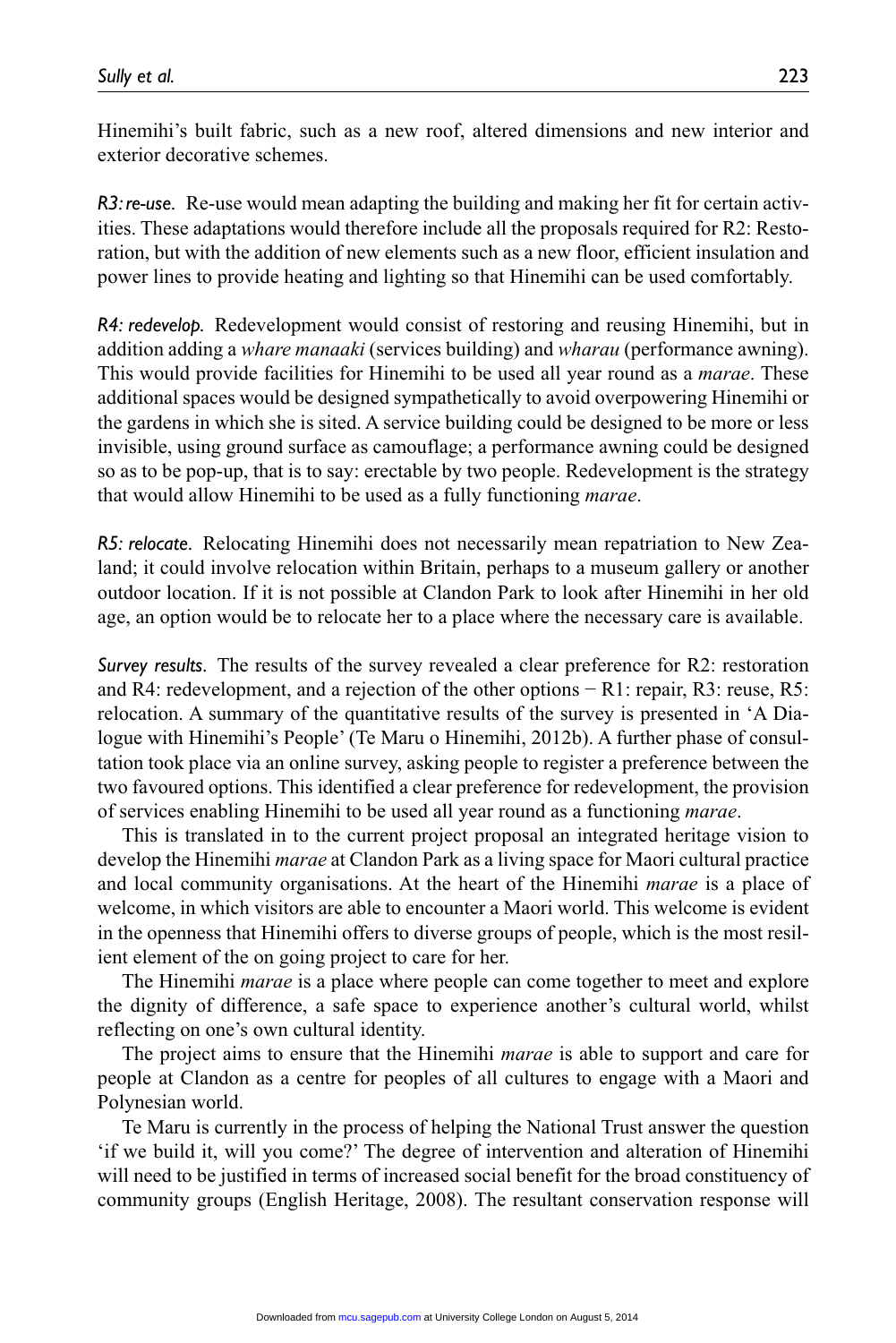Hinemihi's built fabric, such as a new roof, altered dimensions and new interior and exterior decorative schemes.

*R3: re-use.* Re-use would mean adapting the building and making her fit for certain activities. These adaptations would therefore include all the proposals required for R2: Restoration, but with the addition of new elements such as a new floor, efficient insulation and power lines to provide heating and lighting so that Hinemihi can be used comfortably.

*R4: redevelop.* Redevelopment would consist of restoring and reusing Hinemihi, but in addition adding a *whare manaaki* (services building) and *wharau* (performance awning). This would provide facilities for Hinemihi to be used all year round as a *marae*. These additional spaces would be designed sympathetically to avoid overpowering Hinemihi or the gardens in which she is sited. A service building could be designed to be more or less invisible, using ground surface as camouflage; a performance awning could be designed so as to be pop-up, that is to say: erectable by two people. Redevelopment is the strategy that would allow Hinemihi to be used as a fully functioning *marae*.

*R5: relocate.* Relocating Hinemihi does not necessarily mean repatriation to New Zealand; it could involve relocation within Britain, perhaps to a museum gallery or another outdoor location. If it is not possible at Clandon Park to look after Hinemihi in her old age, an option would be to relocate her to a place where the necessary care is available.

*Survey results.* The results of the survey revealed a clear preference for R2: restoration and R4: redevelopment, and a rejection of the other options − R1: repair, R3: reuse, R5: relocation. A summary of the quantitative results of the survey is presented in 'A Dialogue with Hinemihi's People' (Te Maru o Hinemihi, 2012b). A further phase of consultation took place via an online survey, asking people to register a preference between the two favoured options. This identified a clear preference for redevelopment, the provision of services enabling Hinemihi to be used all year round as a functioning *marae*.

This is translated in to the current project proposal an integrated heritage vision to develop the Hinemihi *marae* at Clandon Park as a living space for Maori cultural practice and local community organisations. At the heart of the Hinemihi *marae* is a place of welcome, in which visitors are able to encounter a Maori world. This welcome is evident in the openness that Hinemihi offers to diverse groups of people, which is the most resilient element of the on going project to care for her.

The Hinemihi *marae* is a place where people can come together to meet and explore the dignity of difference, a safe space to experience another's cultural world, whilst reflecting on one's own cultural identity.

The project aims to ensure that the Hinemihi *marae* is able to support and care for people at Clandon as a centre for peoples of all cultures to engage with a Maori and Polynesian world.

Te Maru is currently in the process of helping the National Trust answer the question 'if we build it, will you come?' The degree of intervention and alteration of Hinemihi will need to be justified in terms of increased social benefit for the broad constituency of community groups (English Heritage, 2008). The resultant conservation response will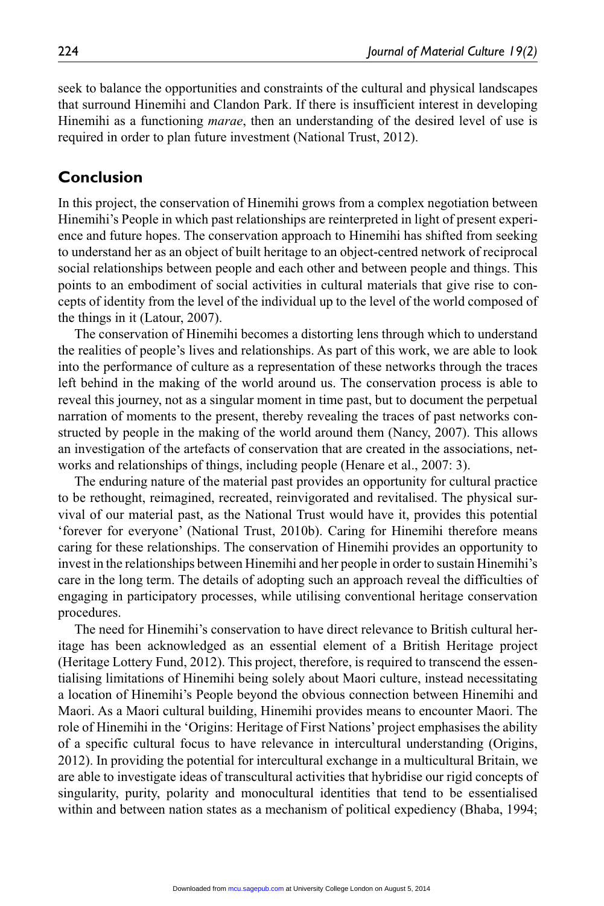seek to balance the opportunities and constraints of the cultural and physical landscapes that surround Hinemihi and Clandon Park. If there is insufficient interest in developing Hinemihi as a functioning *marae*, then an understanding of the desired level of use is required in order to plan future investment (National Trust, 2012).

## Conclusion

In this project, the conservation of Hinemihi grows from a complex negotiation between Hinemihi's People in which past relationships are reinterpreted in light of present experience and future hopes. The conservation approach to Hinemihi has shifted from seeking to understand her as an object of built heritage to an object-centred network of reciprocal social relationships between people and each other and between people and things. This points to an embodiment of social activities in cultural materials that give rise to concepts of identity from the level of the individual up to the level of the world composed of the things in it (Latour, 2007).

The conservation of Hinemihi becomes a distorting lens through which to understand the realities of people's lives and relationships. As part of this work, we are able to look into the performance of culture as a representation of these networks through the traces left behind in the making of the world around us. The conservation process is able to reveal this journey, not as a singular moment in time past, but to document the perpetual narration of moments to the present, thereby revealing the traces of past networks constructed by people in the making of the world around them (Nancy, 2007). This allows an investigation of the artefacts of conservation that are created in the associations, networks and relationships of things, including people (Henare et al., 2007: 3).

The enduring nature of the material past provides an opportunity for cultural practice to be rethought, reimagined, recreated, reinvigorated and revitalised. The physical survival of our material past, as the National Trust would have it, provides this potential 'forever for everyone' (National Trust, 2010b). Caring for Hinemihi therefore means caring for these relationships. The conservation of Hinemihi provides an opportunity to invest in the relationships between Hinemihi and her people in order to sustain Hinemihi's care in the long term. The details of adopting such an approach reveal the difficulties of engaging in participatory processes, while utilising conventional heritage conservation procedures.

The need for Hinemihi's conservation to have direct relevance to British cultural heritage has been acknowledged as an essential element of a British Heritage project (Heritage Lottery Fund, 2012). This project, therefore, is required to transcend the essentialising limitations of Hinemihi being solely about Maori culture, instead necessitating a location of Hinemihi's People beyond the obvious connection between Hinemihi and Maori. As a Maori cultural building, Hinemihi provides means to encounter Maori. The role of Hinemihi in the 'Origins: Heritage of First Nations' project emphasises the ability of a specific cultural focus to have relevance in intercultural understanding (Origins, 2012). In providing the potential for intercultural exchange in a multicultural Britain, we are able to investigate ideas of transcultural activities that hybridise our rigid concepts of singularity, purity, polarity and monocultural identities that tend to be essentialised within and between nation states as a mechanism of political expediency (Bhaba, 1994;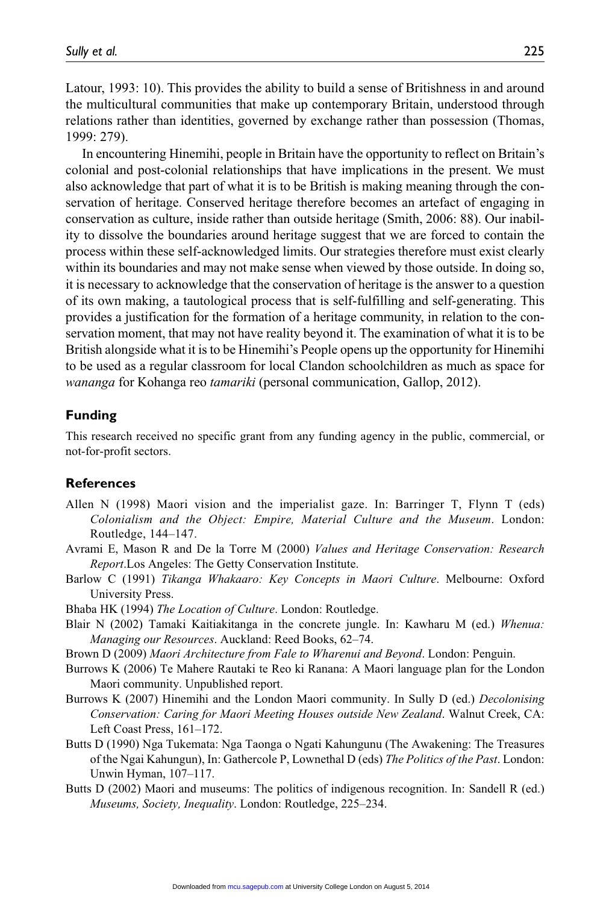Latour, 1993: 10). This provides the ability to build a sense of Britishness in and around the multicultural communities that make up contemporary Britain, understood through relations rather than identities, governed by exchange rather than possession (Thomas, 1999: 279).

In encountering Hinemihi, people in Britain have the opportunity to reflect on Britain's colonial and post-colonial relationships that have implications in the present. We must also acknowledge that part of what it is to be British is making meaning through the conservation of heritage. Conserved heritage therefore becomes an artefact of engaging in conservation as culture, inside rather than outside heritage (Smith, 2006: 88). Our inability to dissolve the boundaries around heritage suggest that we are forced to contain the process within these self-acknowledged limits. Our strategies therefore must exist clearly within its boundaries and may not make sense when viewed by those outside. In doing so, it is necessary to acknowledge that the conservation of heritage is the answer to a question of its own making, a tautological process that is self-fulfilling and self-generating. This provides a justification for the formation of a heritage community, in relation to the conservation moment, that may not have reality beyond it. The examination of what it is to be British alongside what it is to be Hinemihi's People opens up the opportunity for Hinemihi to be used as a regular classroom for local Clandon schoolchildren as much as space for *wananga* for Kohanga reo *tamariki* (personal communication, Gallop, 2012).

## Funding

This research received no specific grant from any funding agency in the public, commercial, or not-for-profit sectors.

## References

Allen N (1998) Maori vision and the imperialist gaze. In: Barringer T, Flynn T (eds) *Colonialism and the Object: Empire, Material Culture and the Museum*. London: Routledge, 144–147.

Avrami E, Mason R and De la Torre M (2000) *Values and Heritage Conservation: Research Report*.Los Angeles: The Getty Conservation Institute.

Barlow C (1991) *Tikanga Whakaaro: Key Concepts in Maori Culture*. Melbourne: Oxford University Press.

Bhaba HK (1994) *The Location of Culture*. London: Routledge.

Blair N (2002) Tamaki Kaitiakitanga in the concrete jungle. In: Kawharu M (ed.) *Whenua: Managing our Resources*. Auckland: Reed Books, 62–74.

Brown D (2009) *Maori Architecture from Fale to Wharenui and Beyond*. London: Penguin.

Burrows K (2006) Te Mahere Rautaki te Reo ki Ranana: A Maori language plan for the London Maori community. Unpublished report.

Burrows K (2007) Hinemihi and the London Maori community. In Sully D (ed.) *Decolonising Conservation: Caring for Maori Meeting Houses outside New Zealand*. Walnut Creek, CA: Left Coast Press, 161–172.

Butts D (1990) Nga Tukemata: Nga Taonga o Ngati Kahungunu (The Awakening: The Treasures of the Ngai Kahungun), In: Gathercole P, Lownethal D (eds) *The Politics of the Past*. London: Unwin Hyman, 107–117.

Butts D (2002) Maori and museums: The politics of indigenous recognition. In: Sandell R (ed.) *Museums, Society, Inequality*. London: Routledge, 225–234.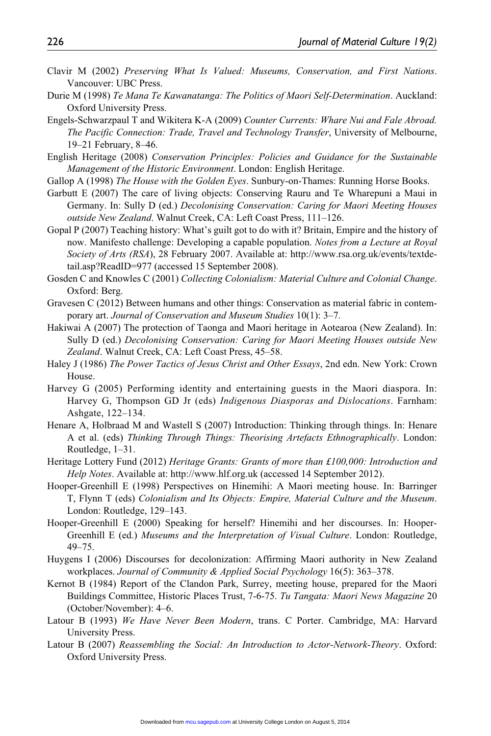Clavir M (2002) *Preserving What Is Valued: Museums, Conservation, and First Nations*. Vancouver: UBC Press.

Durie M (1998) *Te Mana Te Kawanatanga: The Politics of Maori Self-Determination*. Auckland: Oxford University Press.

Engels-Schwarzpaul T and Wikitera K-A (2009) *Counter Currents: Whare Nui and Fale Abroad. The Pacific Connection: Trade, Travel and Technology Transfer*, University of Melbourne, 19–21 February, 8–46.

English Heritage (2008) *Conservation Principles: Policies and Guidance for the Sustainable Management of the Historic Environment*. London: English Heritage.

Gallop A (1998) *The House with the Golden Eyes*. Sunbury-on-Thames: Running Horse Books.

Garbutt E (2007) The care of living objects: Conserving Rauru and Te Wharepuni a Maui in Germany. In: Sully D (ed.) *Decolonising Conservation: Caring for Maori Meeting Houses outside New Zealand*. Walnut Creek, CA: Left Coast Press, 111–126.

Gopal P (2007) Teaching history: What's guilt got to do with it? Britain, Empire and the history of now. Manifesto challenge: Developing a capable population. *Notes from a Lecture at Royal Society of Arts (RSA*), 28 February 2007. Available at: http://www.rsa.org.uk/events/textdetail.asp?ReadID=977 (accessed 15 September 2008).

Gosden C and Knowles C (2001) *Collecting Colonialism: Material Culture and Colonial Change*. Oxford: Berg.

Gravesen C (2012) Between humans and other things: Conservation as material fabric in contemporary art. *Journal of Conservation and Museum Studies* 10(1): 3–7.

Hakiwai A (2007) The protection of Taonga and Maori heritage in Aotearoa (New Zealand). In: Sully D (ed.) *Decolonising Conservation: Caring for Maori Meeting Houses outside New Zealand*. Walnut Creek, CA: Left Coast Press, 45–58.

Haley J (1986) *The Power Tactics of Jesus Christ and Other Essays*, 2nd edn. New York: Crown House.

Harvey G (2005) Performing identity and entertaining guests in the Maori diaspora. In: Harvey G, Thompson GD Jr (eds) *Indigenous Diasporas and Dislocations*. Farnham: Ashgate, 122–134.

Henare A, Holbraad M and Wastell S (2007) Introduction: Thinking through things. In: Henare A et al. (eds) *Thinking Through Things: Theorising Artefacts Ethnographically*. London: Routledge, 1–31.

Heritage Lottery Fund (2012) *Heritage Grants: Grants of more than £100,000: Introduction and Help Notes*. Available at: http://www.hlf.org.uk (accessed 14 September 2012).

Hooper-Greenhill E (1998) Perspectives on Hinemihi: A Maori meeting house. In: Barringer T, Flynn T (eds) *Colonialism and Its Objects: Empire, Material Culture and the Museum*. London: Routledge, 129–143.

Hooper-Greenhill E (2000) Speaking for herself? Hinemihi and her discourses. In: Hooper-Greenhill E (ed.) *Museums and the Interpretation of Visual Culture*. London: Routledge, 49–75.

Huygens I (2006) Discourses for decolonization: Affirming Maori authority in New Zealand workplaces. *Journal of Community & Applied Social Psychology* 16(5): 363–378.

Kernot B (1984) Report of the Clandon Park, Surrey, meeting house, prepared for the Maori Buildings Committee, Historic Places Trust, 7-6-75. *Tu Tangata: Maori News Magazine* 20 (October/November): 4–6.

Latour B (1993) *We Have Never Been Modern*, trans. C Porter. Cambridge, MA: Harvard University Press.

Latour B (2007) *Reassembling the Social: An Introduction to Actor-Network-Theory*. Oxford: Oxford University Press.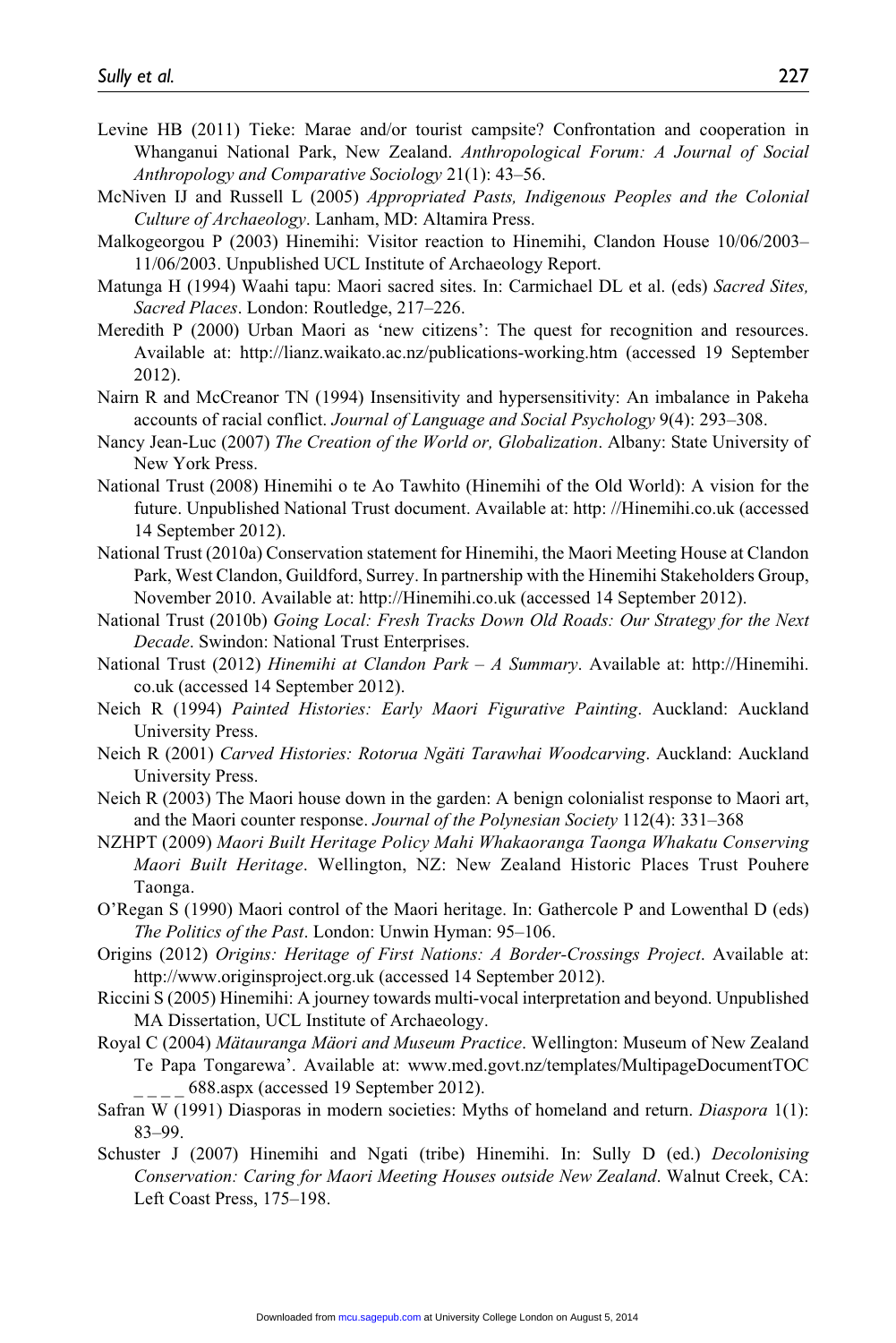Levine HB (2011) Tieke: Marae and/or tourist campsite? Confrontation and cooperation in Whanganui National Park, New Zealand. *Anthropological Forum: A Journal of Social Anthropology and Comparative Sociology* 21(1): 43–56.

McNiven IJ and Russell L (2005) *Appropriated Pasts, Indigenous Peoples and the Colonial Culture of Archaeology*. Lanham, MD: Altamira Press.

Malkogeorgou P (2003) Hinemihi: Visitor reaction to Hinemihi, Clandon House 10/06/2003–11/06/2003. Unpublished UCL Institute of Archaeology Report.

Matunga H (1994) Waahi tapu: Maori sacred sites. In: Carmichael DL et al. (eds) *Sacred Sites, Sacred Places*. London: Routledge, 217–226.

Meredith P (2000) Urban Maori as 'new citizens': The quest for recognition and resources. Available at: http://lianz.waikato.ac.nz/publications-working.htm (accessed 19 September 2012).

Nairn R and McCreanor TN (1994) Insensitivity and hypersensitivity: An imbalance in Pakeha accounts of racial conflict. *Journal of Language and Social Psychology* 9(4): 293–308.

Nancy Jean-Luc (2007) *The Creation of the World or, Globalization*. Albany: State University of New York Press.

National Trust (2008) Hinemihi o te Ao Tawhito (Hinemihi of the Old World): A vision for the future. Unpublished National Trust document. Available at: http: //Hinemihi.co.uk (accessed 14 September 2012).

National Trust (2010a) Conservation statement for Hinemihi, the Maori Meeting House at Clandon Park, West Clandon, Guildford, Surrey. In partnership with the Hinemihi Stakeholders Group, November 2010. Available at: http://Hinemihi.co.uk (accessed 14 September 2012).

National Trust (2010b) *Going Local: Fresh Tracks Down Old Roads: Our Strategy for the Next Decade*. Swindon: National Trust Enterprises.

National Trust (2012) *Hinemihi at Clandon Park – A Summary*. Available at: http://Hinemihi.co.uk (accessed 14 September 2012).

Neich R (1994) *Painted Histories: Early Maori Figurative Painting*. Auckland: Auckland University Press.

Neich R (2001) *Carved Histories: Rotorua Ngäti Tarawhai Woodcarving*. Auckland: Auckland University Press.

Neich R (2003) The Maori house down in the garden: A benign colonialist response to Maori art, and the Maori counter response. *Journal of the Polynesian Society* 112(4): 331–368

NZHPT (2009) *Maori Built Heritage Policy Mahi Whakaoranga Taonga Whakatu Conserving Maori Built Heritage*. Wellington, NZ: New Zealand Historic Places Trust Pouhere Taonga.

O'Regan S (1990) Maori control of the Maori heritage. In: Gathercole P and Lowenthal D (eds) *The Politics of the Past*. London: Unwin Hyman: 95–106.

Origins (2012) *Origins: Heritage of First Nations: A Border-Crossings Project*. Available at: http://www.originsproject.org.uk (accessed 14 September 2012).

Riccini S (2005) Hinemihi: A journey towards multi-vocal interpretation and beyond. Unpublished MA Dissertation, UCL Institute of Archaeology.

Royal C (2004) *Mätauranga Mäori and Museum Practice*. Wellington: Museum of New Zealand Te Papa Tongarewa'. Available at: www.med.govt.nz/templates/MultipageDocumentTOC _ _ _ _ 688.aspx (accessed 19 September 2012).

Safran W (1991) Diasporas in modern societies: Myths of homeland and return. *Diaspora* 1(1): 83–99.

Schuster J (2007) Hinemihi and Ngati (tribe) Hinemihi. In: Sully D (ed.) *Decolonising Conservation: Caring for Maori Meeting Houses outside New Zealand*. Walnut Creek, CA: Left Coast Press, 175–198.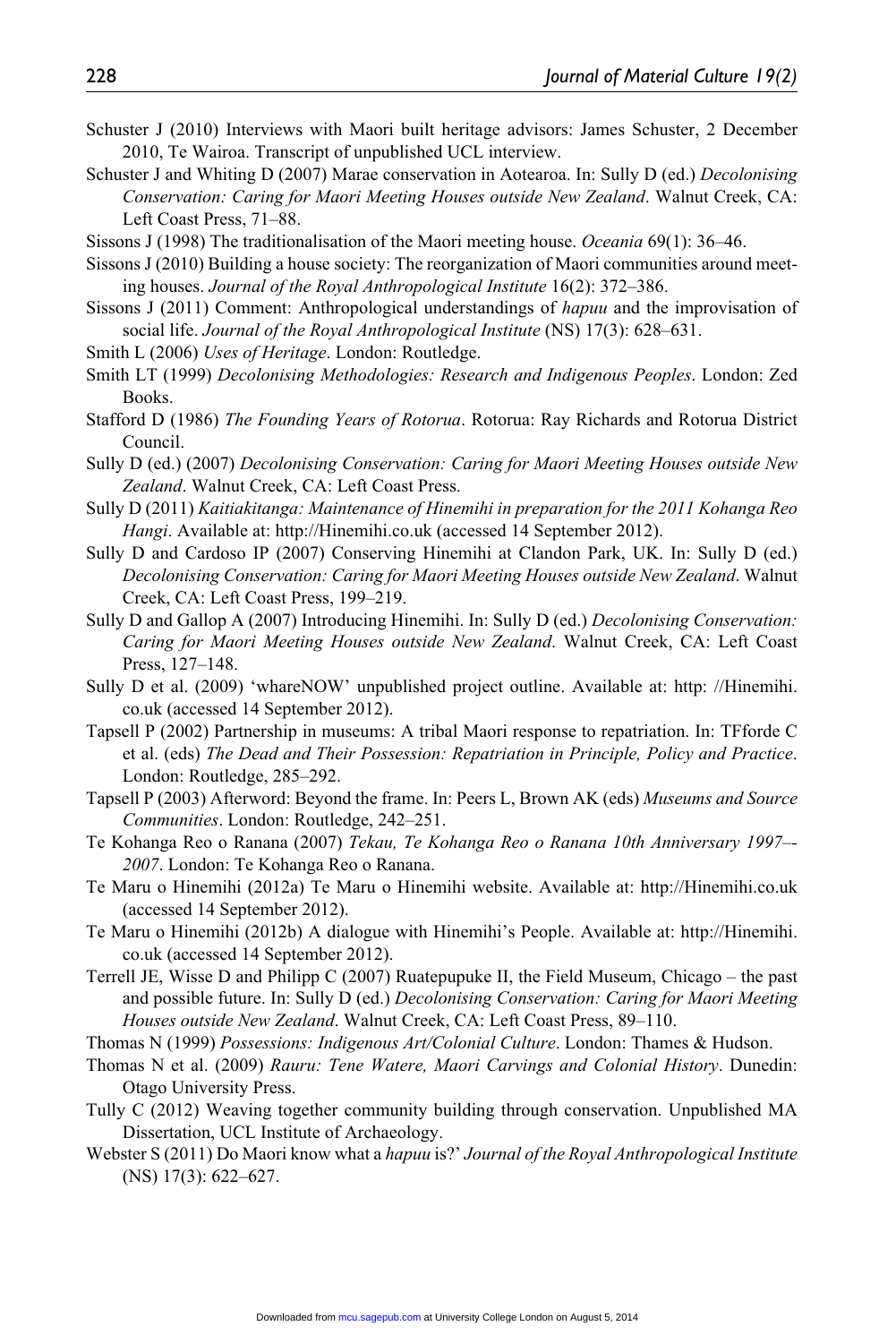Schuster J (2010) Interviews with Maori built heritage advisors: James Schuster, 2 December 2010, Te Wairoa. Transcript of unpublished UCL interview.

Schuster J and Whiting D (2007) Marae conservation in Aotearoa. In: Sully D (ed.) *Decolonising Conservation: Caring for Maori Meeting Houses outside New Zealand*. Walnut Creek, CA: Left Coast Press, 71–88.

Sissons J (1998) The traditionalisation of the Maori meeting house. *Oceania* 69(1): 36–46.

Sissons J (2010) Building a house society: The reorganization of Maori communities around meeting houses. *Journal of the Royal Anthropological Institute* 16(2): 372–386.

Sissons J (2011) Comment: Anthropological understandings of *hapuu* and the improvisation of social life. *Journal of the Royal Anthropological Institute* (NS) 17(3): 628–631.

Smith L (2006) *Uses of Heritage*. London: Routledge.

Smith LT (1999) *Decolonising Methodologies: Research and Indigenous Peoples*. London: Zed Books.

Stafford D (1986) *The Founding Years of Rotorua*. Rotorua: Ray Richards and Rotorua District Council.

Sully D (ed.) (2007) *Decolonising Conservation: Caring for Maori Meeting Houses outside New Zealand*. Walnut Creek, CA: Left Coast Press.

Sully D (2011) *Kaitiakitanga: Maintenance of Hinemihi in preparation for the 2011 Kohanga Reo Hangi*. Available at: http://Hinemihi.co.uk (accessed 14 September 2012).

Sully D and Cardoso IP (2007) Conserving Hinemihi at Clandon Park, UK. In: Sully D (ed.) *Decolonising Conservation: Caring for Maori Meeting Houses outside New Zealand*. Walnut Creek, CA: Left Coast Press, 199–219.

Sully D and Gallop A (2007) Introducing Hinemihi. In: Sully D (ed.) *Decolonising Conservation: Caring for Maori Meeting Houses outside New Zealand*. Walnut Creek, CA: Left Coast Press, 127–148.

Sully D et al. (2009) 'whareNOW' unpublished project outline. Available at: http: //Hinemihi.co.uk (accessed 14 September 2012).

Tapsell P (2002) Partnership in museums: A tribal Maori response to repatriation. In: TFforde C et al. (eds) *The Dead and Their Possession: Repatriation in Principle, Policy and Practice*. London: Routledge, 285–292.

Tapsell P (2003) Afterword: Beyond the frame. In: Peers L, Brown AK (eds) *Museums and Source Communities*. London: Routledge, 242–251.

Te Kohanga Reo o Ranana (2007) *Tekau, Te Kohanga Reo o Ranana 10th Anniversary 1997–-2007*. London: Te Kohanga Reo o Ranana.

Te Maru o Hinemihi (2012a) Te Maru o Hinemihi website. Available at: http://Hinemihi.co.uk (accessed 14 September 2012).

Te Maru o Hinemihi (2012b) A dialogue with Hinemihi's People. Available at: http://Hinemihi.co.uk (accessed 14 September 2012).

Terrell JE, Wisse D and Philipp C (2007) Ruatepupuke II, the Field Museum, Chicago – the past and possible future. In: Sully D (ed.) *Decolonising Conservation: Caring for Maori Meeting Houses outside New Zealand*. Walnut Creek, CA: Left Coast Press, 89–110.

Thomas N (1999) *Possessions: Indigenous Art/Colonial Culture*. London: Thames & Hudson.

Thomas N et al. (2009) *Rauru: Tene Watere, Maori Carvings and Colonial History*. Dunedin: Otago University Press.

Tully C (2012) Weaving together community building through conservation. Unpublished MA Dissertation, UCL Institute of Archaeology.

Webster S (2011) Do Maori know what a *hapuu* is?' *Journal of the Royal Anthropological Institute* (NS) 17(3): 622–627.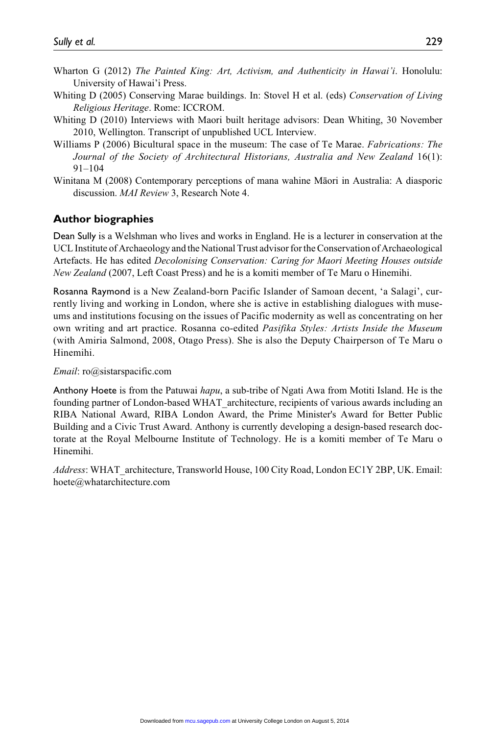Wharton G (2012) *The Painted King: Art, Activism, and Authenticity in Hawai'i*. Honolulu: University of Hawai'i Press.

Whiting D (2005) Conserving Marae buildings. In: Stovel H et al. (eds) *Conservation of Living Religious Heritage*. Rome: ICCROM.

Whiting D (2010) Interviews with Maori built heritage advisors: Dean Whiting, 30 November 2010, Wellington. Transcript of unpublished UCL Interview.

Williams P (2006) Bicultural space in the museum: The case of Te Marae. *Fabrications: The Journal of the Society of Architectural Historians, Australia and New Zealand* 16(1): 91–104

Winitana M (2008) Contemporary perceptions of mana wahine Māori in Australia: A diasporic discussion. *MAI Review* 3, Research Note 4.

## Author biographies

Dean Sully is a Welshman who lives and works in England. He is a lecturer in conservation at the UCL Institute of Archaeology and the National Trust advisor for the Conservation of Archaeological Artefacts. He has edited *Decolonising Conservation: Caring for Maori Meeting Houses outside New Zealand* (2007, Left Coast Press) and he is a komiti member of Te Maru o Hinemihi.

Rosanna Raymond is a New Zealand-born Pacific Islander of Samoan decent, 'a Salagi', currently living and working in London, where she is active in establishing dialogues with museums and institutions focusing on the issues of Pacific modernity as well as concentrating on her own writing and art practice. Rosanna co-edited *Pasifika Styles: Artists Inside the Museum* (with Amiria Salmond, 2008, Otago Press). She is also the Deputy Chairperson of Te Maru o Hinemihi.

*Email*: ro@sistarspacific.com

Anthony Hoete is from the Patuwai *hapu*, a sub-tribe of Ngati Awa from Motiti Island. He is the founding partner of London-based WHAT_architecture, recipients of various awards including an RIBA National Award, RIBA London Award, the Prime Minister's Award for Better Public Building and a Civic Trust Award. Anthony is currently developing a design-based research doctorate at the Royal Melbourne Institute of Technology. He is a komiti member of Te Maru o Hinemihi.

*Address*: WHAT_architecture, Transworld House, 100 City Road, London EC1Y 2BP, UK. Email: hoete@whatarchitecture.com